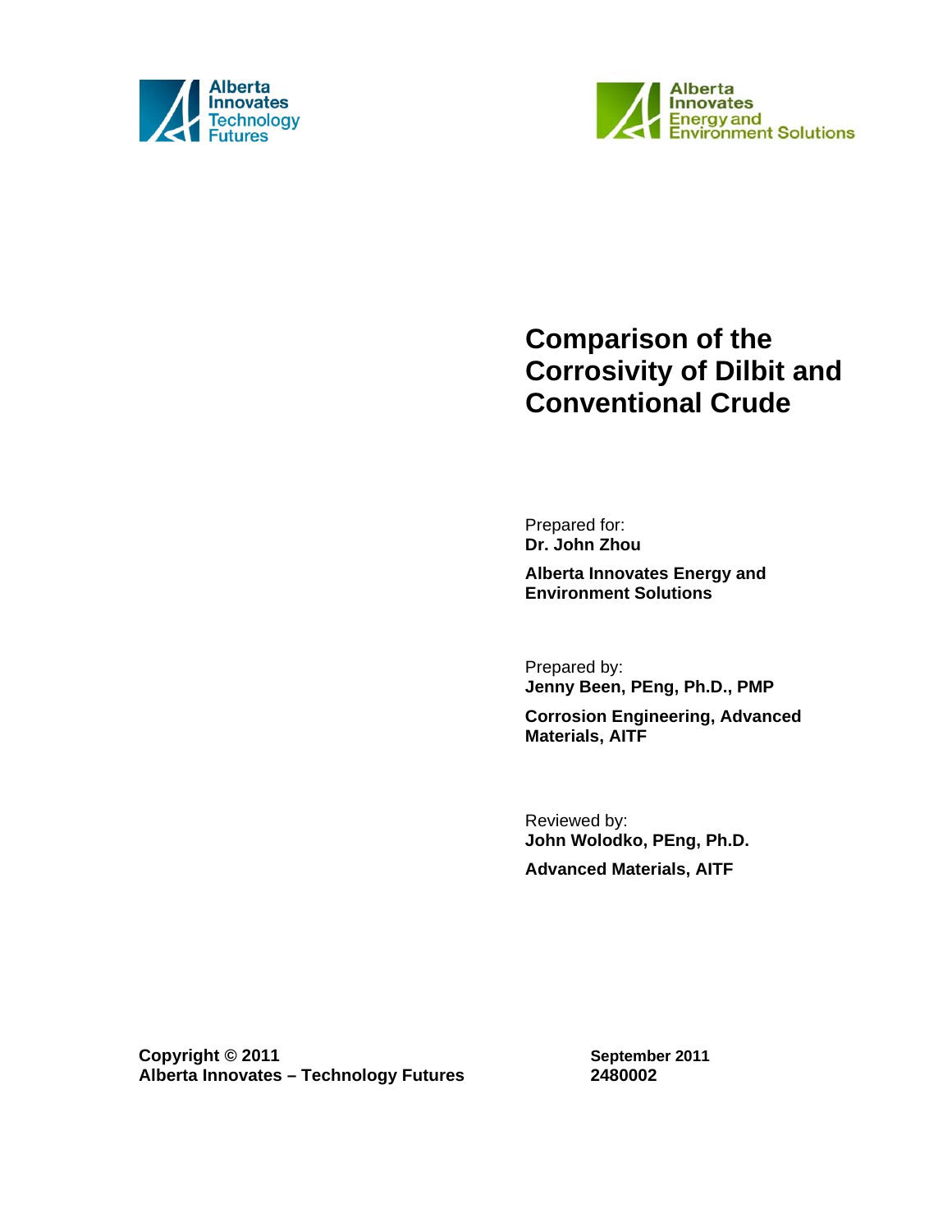Alberta Innovates Technology Futures

Alberta Innovates Energy and Environment Solutions

# Comparison of the Corrosivity of Dilbit and Conventional Crude

Prepared for:
**Dr. John Zhou**

**Alberta Innovates Energy and Environment Solutions**

Prepared by:
**Jenny Been, PEng, Ph.D., PMP**

**Corrosion Engineering, Advanced Materials, AITF**

Reviewed by:
**John Wolodko, PEng, Ph.D.**

**Advanced Materials, AITF**

**Copyright © 2011**
**Alberta Innovates – Technology Futures**

**September 2011**
**2480002**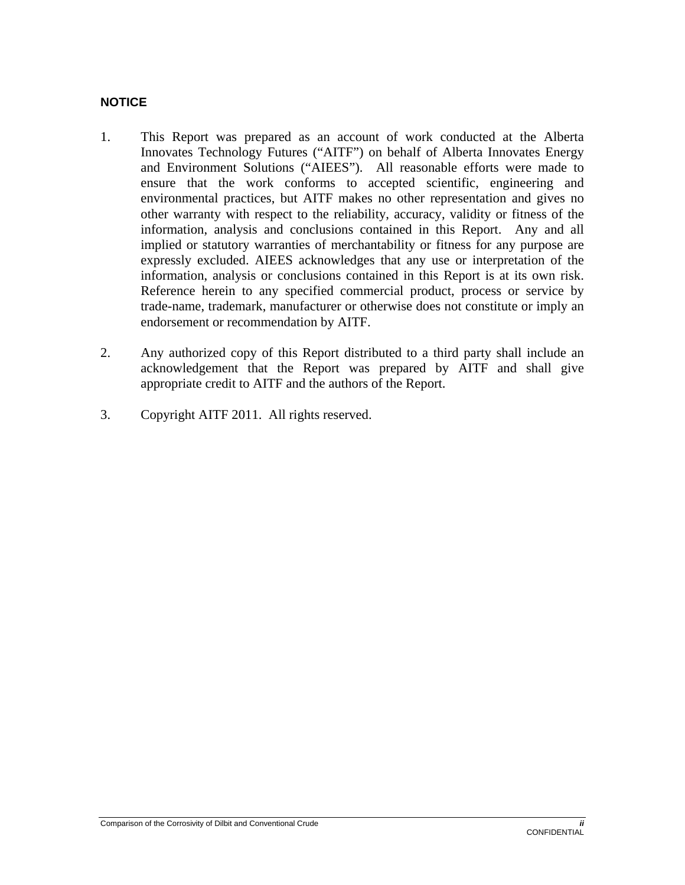**NOTICE**

1. This Report was prepared as an account of work conducted at the Alberta Innovates Technology Futures ("AITF") on behalf of Alberta Innovates Energy and Environment Solutions ("AIEES"). All reasonable efforts were made to ensure that the work conforms to accepted scientific, engineering and environmental practices, but AITF makes no other representation and gives no other warranty with respect to the reliability, accuracy, validity or fitness of the information, analysis and conclusions contained in this Report. Any and all implied or statutory warranties of merchantability or fitness for any purpose are expressly excluded. AIEES acknowledges that any use or interpretation of the information, analysis or conclusions contained in this Report is at its own risk. Reference herein to any specified commercial product, process or service by trade-name, trademark, manufacturer or otherwise does not constitute or imply an endorsement or recommendation by AITF.

2. Any authorized copy of this Report distributed to a third party shall include an acknowledgement that the Report was prepared by AITF and shall give appropriate credit to AITF and the authors of the Report.

3. Copyright AITF 2011. All rights reserved.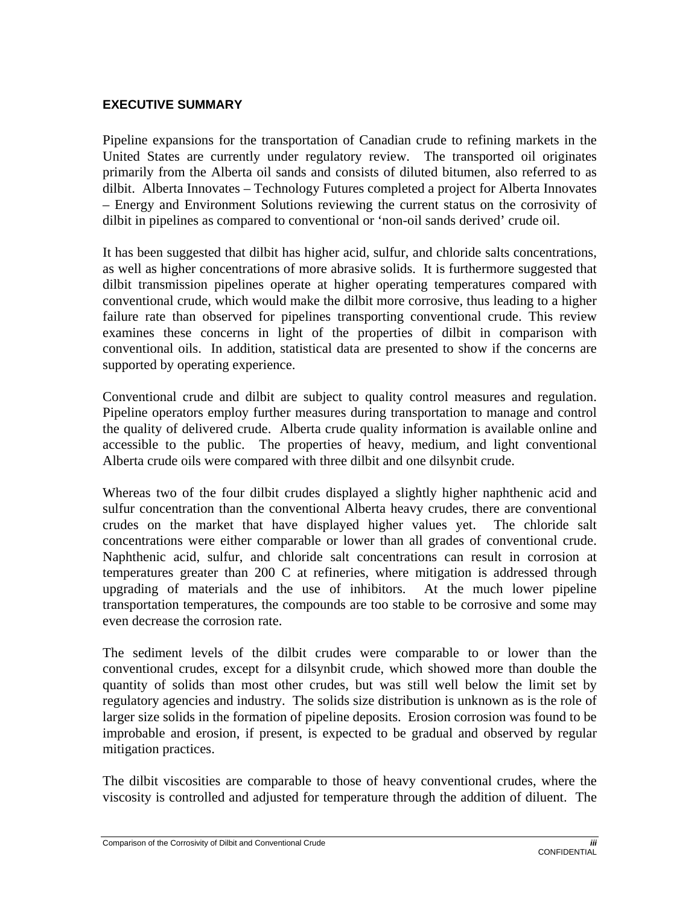## EXECUTIVE SUMMARY

Pipeline expansions for the transportation of Canadian crude to refining markets in the United States are currently under regulatory review. The transported oil originates primarily from the Alberta oil sands and consists of diluted bitumen, also referred to as dilbit. Alberta Innovates – Technology Futures completed a project for Alberta Innovates – Energy and Environment Solutions reviewing the current status on the corrosivity of dilbit in pipelines as compared to conventional or 'non-oil sands derived' crude oil.

It has been suggested that dilbit has higher acid, sulfur, and chloride salts concentrations, as well as higher concentrations of more abrasive solids. It is furthermore suggested that dilbit transmission pipelines operate at higher operating temperatures compared with conventional crude, which would make the dilbit more corrosive, thus leading to a higher failure rate than observed for pipelines transporting conventional crude. This review examines these concerns in light of the properties of dilbit in comparison with conventional oils. In addition, statistical data are presented to show if the concerns are supported by operating experience.

Conventional crude and dilbit are subject to quality control measures and regulation. Pipeline operators employ further measures during transportation to manage and control the quality of delivered crude. Alberta crude quality information is available online and accessible to the public. The properties of heavy, medium, and light conventional Alberta crude oils were compared with three dilbit and one dilsynbit crude.

Whereas two of the four dilbit crudes displayed a slightly higher naphthenic acid and sulfur concentration than the conventional Alberta heavy crudes, there are conventional crudes on the market that have displayed higher values yet. The chloride salt concentrations were either comparable or lower than all grades of conventional crude. Naphthenic acid, sulfur, and chloride salt concentrations can result in corrosion at temperatures greater than 200 C at refineries, where mitigation is addressed through upgrading of materials and the use of inhibitors. At the much lower pipeline transportation temperatures, the compounds are too stable to be corrosive and some may even decrease the corrosion rate.

The sediment levels of the dilbit crudes were comparable to or lower than the conventional crudes, except for a dilsynbit crude, which showed more than double the quantity of solids than most other crudes, but was still well below the limit set by regulatory agencies and industry. The solids size distribution is unknown as is the role of larger size solids in the formation of pipeline deposits. Erosion corrosion was found to be improbable and erosion, if present, is expected to be gradual and observed by regular mitigation practices.

The dilbit viscosities are comparable to those of heavy conventional crudes, where the viscosity is controlled and adjusted for temperature through the addition of diluent. The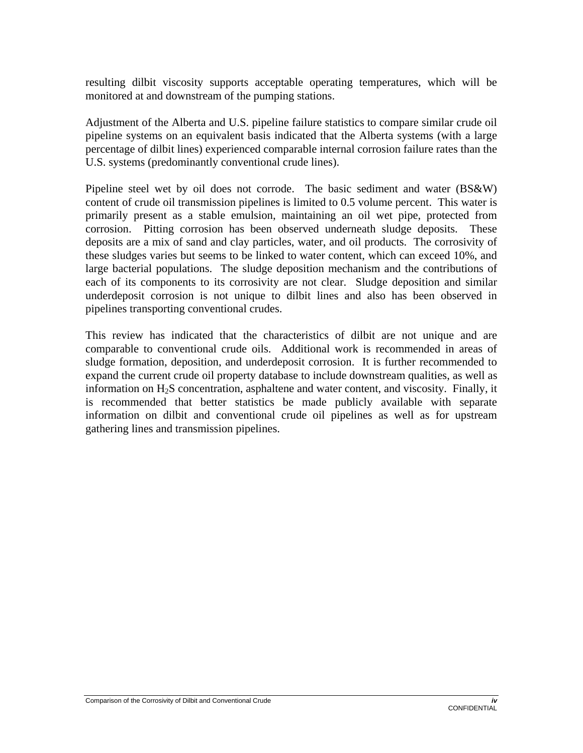resulting dilbit viscosity supports acceptable operating temperatures, which will be monitored at and downstream of the pumping stations.

Adjustment of the Alberta and U.S. pipeline failure statistics to compare similar crude oil pipeline systems on an equivalent basis indicated that the Alberta systems (with a large percentage of dilbit lines) experienced comparable internal corrosion failure rates than the U.S. systems (predominantly conventional crude lines).

Pipeline steel wet by oil does not corrode. The basic sediment and water (BS&W) content of crude oil transmission pipelines is limited to 0.5 volume percent. This water is primarily present as a stable emulsion, maintaining an oil wet pipe, protected from corrosion. Pitting corrosion has been observed underneath sludge deposits. These deposits are a mix of sand and clay particles, water, and oil products. The corrosivity of these sludges varies but seems to be linked to water content, which can exceed 10%, and large bacterial populations. The sludge deposition mechanism and the contributions of each of its components to its corrosivity are not clear. Sludge deposition and similar underdeposit corrosion is not unique to dilbit lines and also has been observed in pipelines transporting conventional crudes.

This review has indicated that the characteristics of dilbit are not unique and are comparable to conventional crude oils. Additional work is recommended in areas of sludge formation, deposition, and underdeposit corrosion. It is further recommended to expand the current crude oil property database to include downstream qualities, as well as information on $H_2S$ concentration, asphaltene and water content, and viscosity. Finally, it is recommended that better statistics be made publicly available with separate information on dilbit and conventional crude oil pipelines as well as for upstream gathering lines and transmission pipelines.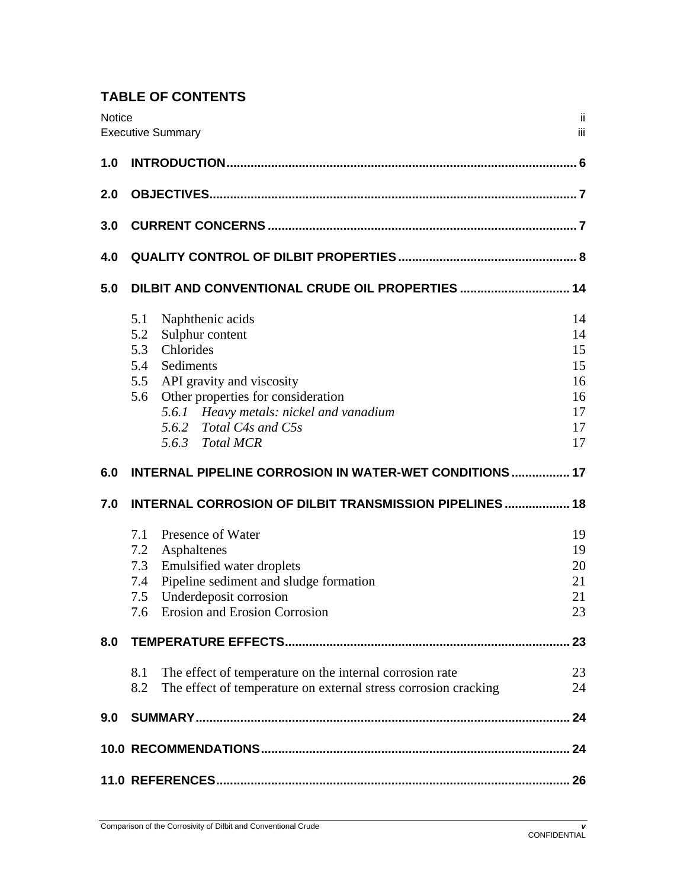## TABLE OF CONTENTS

| | |
|---|---|
| Notice | ii |
| Executive Summary | iii |
| **1.0 INTRODUCTION** | **6** |
| **2.0 OBJECTIVES** | **7** |
| **3.0 CURRENT CONCERNS** | **7** |
| **4.0 QUALITY CONTROL OF DILBIT PROPERTIES** | **8** |
| **5.0 DILBIT AND CONVENTIONAL CRUDE OIL PROPERTIES** | **14** |
| 5.1 Naphthenic acids | 14 |
| 5.2 Sulphur content | 14 |
| 5.3 Chlorides | 15 |
| 5.4 Sediments | 15 |
| 5.5 API gravity and viscosity | 16 |
| 5.6 Other properties for consideration | 16 |
| *5.6.1 Heavy metals: nickel and vanadium* | 17 |
| *5.6.2 Total C4s and C5s* | 17 |
| *5.6.3 Total MCR* | 17 |
| **6.0 INTERNAL PIPELINE CORROSION IN WATER-WET CONDITIONS** | **17** |
| **7.0 INTERNAL CORROSION OF DILBIT TRANSMISSION PIPELINES** | **18** |
| 7.1 Presence of Water | 19 |
| 7.2 Asphaltenes | 19 |
| 7.3 Emulsified water droplets | 20 |
| 7.4 Pipeline sediment and sludge formation | 21 |
| 7.5 Underdeposit corrosion | 21 |
| 7.6 Erosion and Erosion Corrosion | 23 |
| **8.0 TEMPERATURE EFFECTS** | **23** |
| 8.1 The effect of temperature on the internal corrosion rate | 23 |
| 8.2 The effect of temperature on external stress corrosion cracking | 24 |
| **9.0 SUMMARY** | **24** |
| **10.0 RECOMMENDATIONS** | **24** |
| **11.0 REFERENCES** | **26** |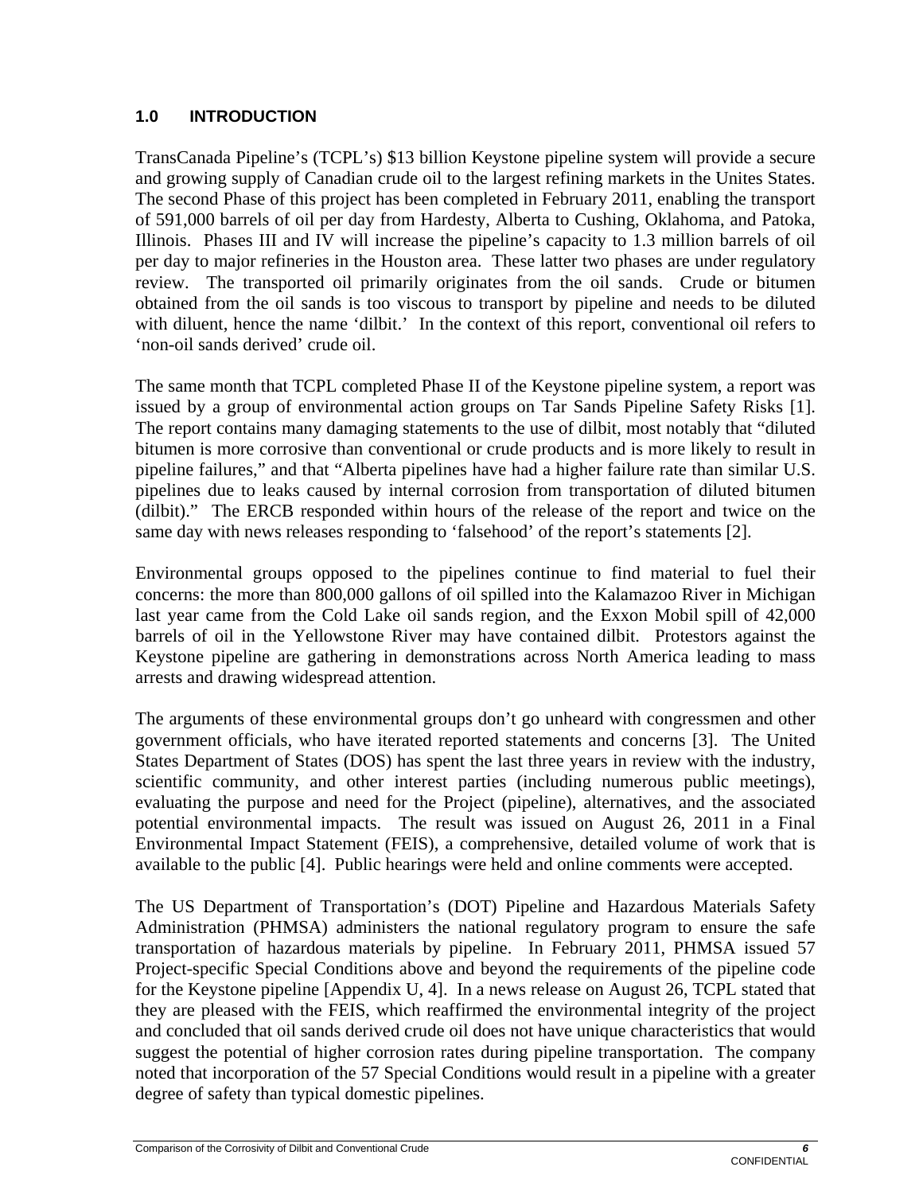## 1.0 INTRODUCTION

TransCanada Pipeline's (TCPL's) $13 billion Keystone pipeline system will provide a secure and growing supply of Canadian crude oil to the largest refining markets in the Unites States. The second Phase of this project has been completed in February 2011, enabling the transport of 591,000 barrels of oil per day from Hardesty, Alberta to Cushing, Oklahoma, and Patoka, Illinois. Phases III and IV will increase the pipeline's capacity to 1.3 million barrels of oil per day to major refineries in the Houston area. These latter two phases are under regulatory review. The transported oil primarily originates from the oil sands. Crude or bitumen obtained from the oil sands is too viscous to transport by pipeline and needs to be diluted with diluent, hence the name 'dilbit.' In the context of this report, conventional oil refers to 'non-oil sands derived' crude oil.

The same month that TCPL completed Phase II of the Keystone pipeline system, a report was issued by a group of environmental action groups on Tar Sands Pipeline Safety Risks [1]. The report contains many damaging statements to the use of dilbit, most notably that "diluted bitumen is more corrosive than conventional or crude products and is more likely to result in pipeline failures," and that "Alberta pipelines have had a higher failure rate than similar U.S. pipelines due to leaks caused by internal corrosion from transportation of diluted bitumen (dilbit)." The ERCB responded within hours of the release of the report and twice on the same day with news releases responding to 'falsehood' of the report's statements [2].

Environmental groups opposed to the pipelines continue to find material to fuel their concerns: the more than 800,000 gallons of oil spilled into the Kalamazoo River in Michigan last year came from the Cold Lake oil sands region, and the Exxon Mobil spill of 42,000 barrels of oil in the Yellowstone River may have contained dilbit. Protestors against the Keystone pipeline are gathering in demonstrations across North America leading to mass arrests and drawing widespread attention.

The arguments of these environmental groups don't go unheard with congressmen and other government officials, who have iterated reported statements and concerns [3]. The United States Department of States (DOS) has spent the last three years in review with the industry, scientific community, and other interest parties (including numerous public meetings), evaluating the purpose and need for the Project (pipeline), alternatives, and the associated potential environmental impacts. The result was issued on August 26, 2011 in a Final Environmental Impact Statement (FEIS), a comprehensive, detailed volume of work that is available to the public [4]. Public hearings were held and online comments were accepted.

The US Department of Transportation's (DOT) Pipeline and Hazardous Materials Safety Administration (PHMSA) administers the national regulatory program to ensure the safe transportation of hazardous materials by pipeline. In February 2011, PHMSA issued 57 Project-specific Special Conditions above and beyond the requirements of the pipeline code for the Keystone pipeline [Appendix U, 4]. In a news release on August 26, TCPL stated that they are pleased with the FEIS, which reaffirmed the environmental integrity of the project and concluded that oil sands derived crude oil does not have unique characteristics that would suggest the potential of higher corrosion rates during pipeline transportation. The company noted that incorporation of the 57 Special Conditions would result in a pipeline with a greater degree of safety than typical domestic pipelines.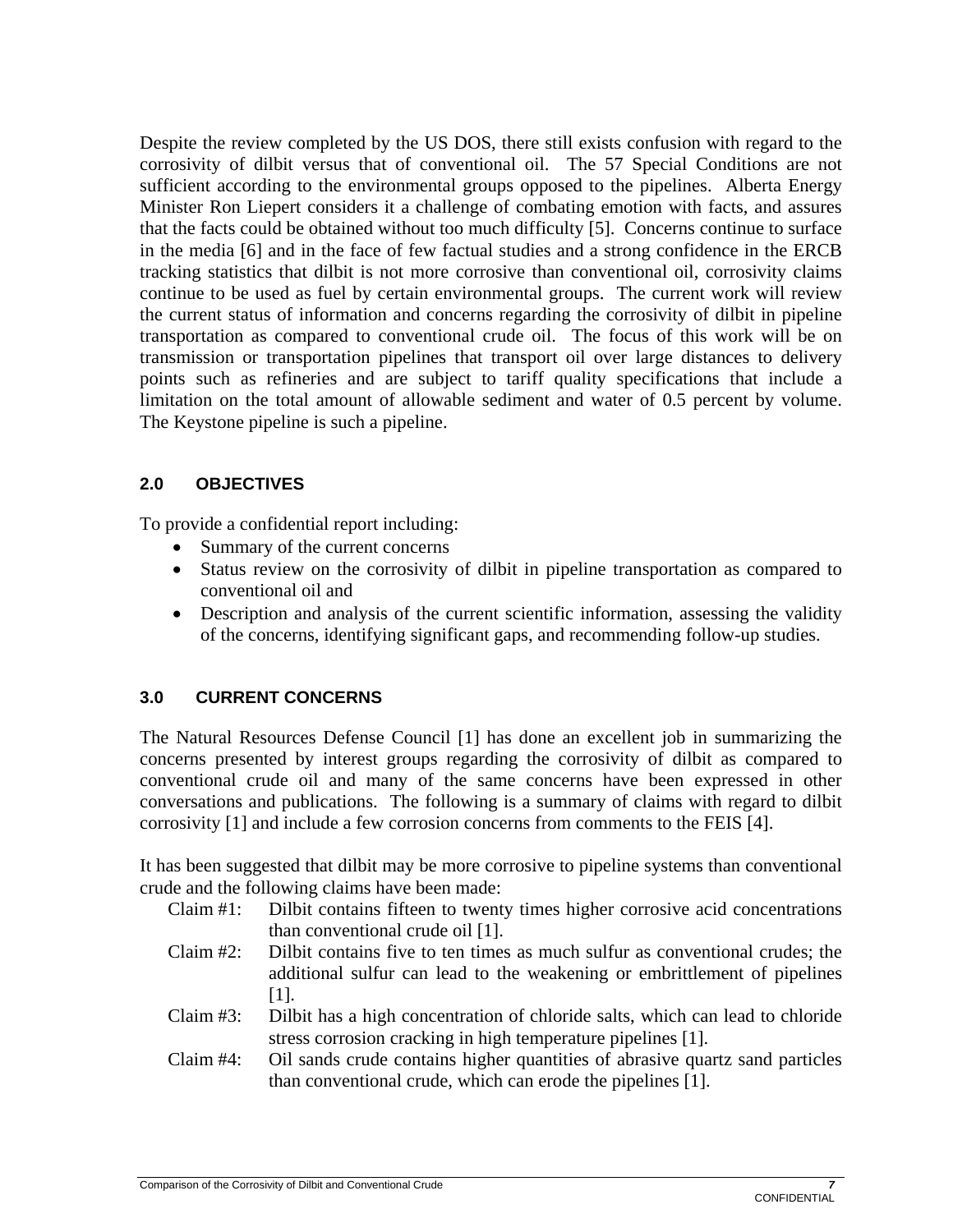Despite the review completed by the US DOS, there still exists confusion with regard to the corrosivity of dilbit versus that of conventional oil. The 57 Special Conditions are not sufficient according to the environmental groups opposed to the pipelines. Alberta Energy Minister Ron Liepert considers it a challenge of combating emotion with facts, and assures that the facts could be obtained without too much difficulty [5]. Concerns continue to surface in the media [6] and in the face of few factual studies and a strong confidence in the ERCB tracking statistics that dilbit is not more corrosive than conventional oil, corrosivity claims continue to be used as fuel by certain environmental groups. The current work will review the current status of information and concerns regarding the corrosivity of dilbit in pipeline transportation as compared to conventional crude oil. The focus of this work will be on transmission or transportation pipelines that transport oil over large distances to delivery points such as refineries and are subject to tariff quality specifications that include a limitation on the total amount of allowable sediment and water of 0.5 percent by volume. The Keystone pipeline is such a pipeline.

## 2.0 OBJECTIVES

To provide a confidential report including:

- Summary of the current concerns
- Status review on the corrosivity of dilbit in pipeline transportation as compared to conventional oil and
- Description and analysis of the current scientific information, assessing the validity of the concerns, identifying significant gaps, and recommending follow-up studies.

## 3.0 CURRENT CONCERNS

The Natural Resources Defense Council [1] has done an excellent job in summarizing the concerns presented by interest groups regarding the corrosivity of dilbit as compared to conventional crude oil and many of the same concerns have been expressed in other conversations and publications. The following is a summary of claims with regard to dilbit corrosivity [1] and include a few corrosion concerns from comments to the FEIS [4].

It has been suggested that dilbit may be more corrosive to pipeline systems than conventional crude and the following claims have been made:

- Claim #1: Dilbit contains fifteen to twenty times higher corrosive acid concentrations than conventional crude oil [1].
- Claim #2: Dilbit contains five to ten times as much sulfur as conventional crudes; the additional sulfur can lead to the weakening or embrittlement of pipelines [1].
- Claim #3: Dilbit has a high concentration of chloride salts, which can lead to chloride stress corrosion cracking in high temperature pipelines [1].
- Claim #4: Oil sands crude contains higher quantities of abrasive quartz sand particles than conventional crude, which can erode the pipelines [1].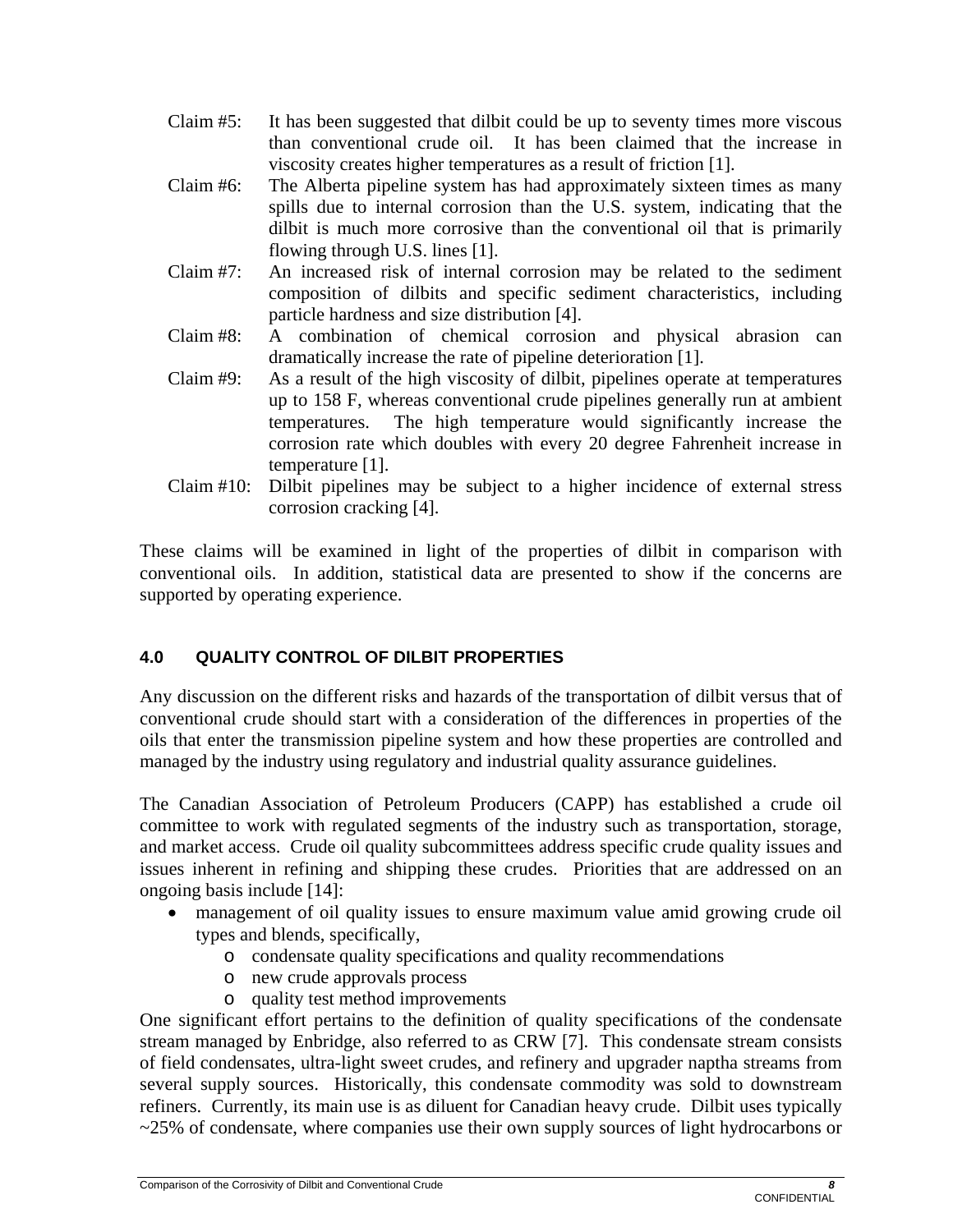Claim #5: It has been suggested that dilbit could be up to seventy times more viscous than conventional crude oil. It has been claimed that the increase in viscosity creates higher temperatures as a result of friction [1].

Claim #6: The Alberta pipeline system has had approximately sixteen times as many spills due to internal corrosion than the U.S. system, indicating that the dilbit is much more corrosive than the conventional oil that is primarily flowing through U.S. lines [1].

Claim #7: An increased risk of internal corrosion may be related to the sediment composition of dilbits and specific sediment characteristics, including particle hardness and size distribution [4].

Claim #8: A combination of chemical corrosion and physical abrasion can dramatically increase the rate of pipeline deterioration [1].

Claim #9: As a result of the high viscosity of dilbit, pipelines operate at temperatures up to 158 F, whereas conventional crude pipelines generally run at ambient temperatures. The high temperature would significantly increase the corrosion rate which doubles with every 20 degree Fahrenheit increase in temperature [1].

Claim #10: Dilbit pipelines may be subject to a higher incidence of external stress corrosion cracking [4].

These claims will be examined in light of the properties of dilbit in comparison with conventional oils. In addition, statistical data are presented to show if the concerns are supported by operating experience.

## 4.0 QUALITY CONTROL OF DILBIT PROPERTIES

Any discussion on the different risks and hazards of the transportation of dilbit versus that of conventional crude should start with a consideration of the differences in properties of the oils that enter the transmission pipeline system and how these properties are controlled and managed by the industry using regulatory and industrial quality assurance guidelines.

The Canadian Association of Petroleum Producers (CAPP) has established a crude oil committee to work with regulated segments of the industry such as transportation, storage, and market access. Crude oil quality subcommittees address specific crude quality issues and issues inherent in refining and shipping these crudes. Priorities that are addressed on an ongoing basis include [14]:

- management of oil quality issues to ensure maximum value amid growing crude oil types and blends, specifically,
  - condensate quality specifications and quality recommendations
  - new crude approvals process
  - quality test method improvements

One significant effort pertains to the definition of quality specifications of the condensate stream managed by Enbridge, also referred to as CRW [7]. This condensate stream consists of field condensates, ultra-light sweet crudes, and refinery and upgrader naptha streams from several supply sources. Historically, this condensate commodity was sold to downstream refiners. Currently, its main use is as diluent for Canadian heavy crude. Dilbit uses typically ~25% of condensate, where companies use their own supply sources of light hydrocarbons or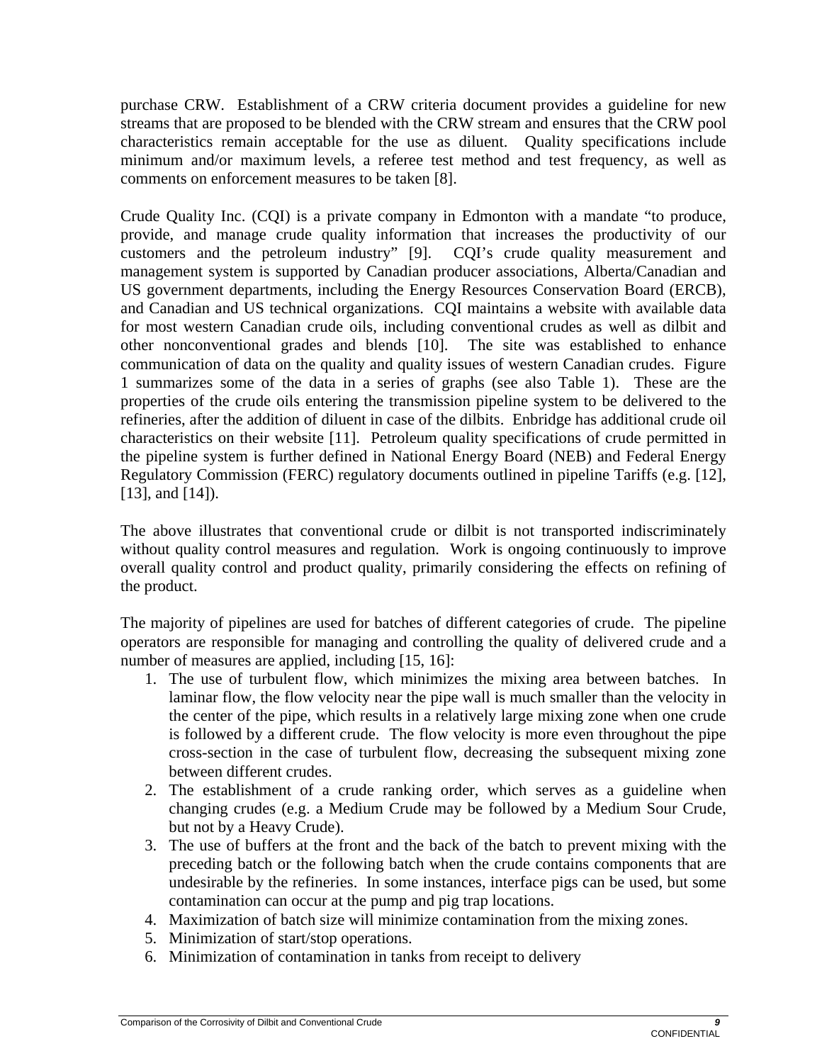purchase CRW. Establishment of a CRW criteria document provides a guideline for new streams that are proposed to be blended with the CRW stream and ensures that the CRW pool characteristics remain acceptable for the use as diluent. Quality specifications include minimum and/or maximum levels, a referee test method and test frequency, as well as comments on enforcement measures to be taken [8].

Crude Quality Inc. (CQI) is a private company in Edmonton with a mandate "to produce, provide, and manage crude quality information that increases the productivity of our customers and the petroleum industry" [9]. CQI's crude quality measurement and management system is supported by Canadian producer associations, Alberta/Canadian and US government departments, including the Energy Resources Conservation Board (ERCB), and Canadian and US technical organizations. CQI maintains a website with available data for most western Canadian crude oils, including conventional crudes as well as dilbit and other nonconventional grades and blends [10]. The site was established to enhance communication of data on the quality and quality issues of western Canadian crudes. Figure 1 summarizes some of the data in a series of graphs (see also Table 1). These are the properties of the crude oils entering the transmission pipeline system to be delivered to the refineries, after the addition of diluent in case of the dilbits. Enbridge has additional crude oil characteristics on their website [11]. Petroleum quality specifications of crude permitted in the pipeline system is further defined in National Energy Board (NEB) and Federal Energy Regulatory Commission (FERC) regulatory documents outlined in pipeline Tariffs (e.g. [12], [13], and [14]).

The above illustrates that conventional crude or dilbit is not transported indiscriminately without quality control measures and regulation. Work is ongoing continuously to improve overall quality control and product quality, primarily considering the effects on refining of the product.

The majority of pipelines are used for batches of different categories of crude. The pipeline operators are responsible for managing and controlling the quality of delivered crude and a number of measures are applied, including [15, 16]:

1. The use of turbulent flow, which minimizes the mixing area between batches. In laminar flow, the flow velocity near the pipe wall is much smaller than the velocity in the center of the pipe, which results in a relatively large mixing zone when one crude is followed by a different crude. The flow velocity is more even throughout the pipe cross-section in the case of turbulent flow, decreasing the subsequent mixing zone between different crudes.
2. The establishment of a crude ranking order, which serves as a guideline when changing crudes (e.g. a Medium Crude may be followed by a Medium Sour Crude, but not by a Heavy Crude).
3. The use of buffers at the front and the back of the batch to prevent mixing with the preceding batch or the following batch when the crude contains components that are undesirable by the refineries. In some instances, interface pigs can be used, but some contamination can occur at the pump and pig trap locations.
4. Maximization of batch size will minimize contamination from the mixing zones.
5. Minimization of start/stop operations.
6. Minimization of contamination in tanks from receipt to delivery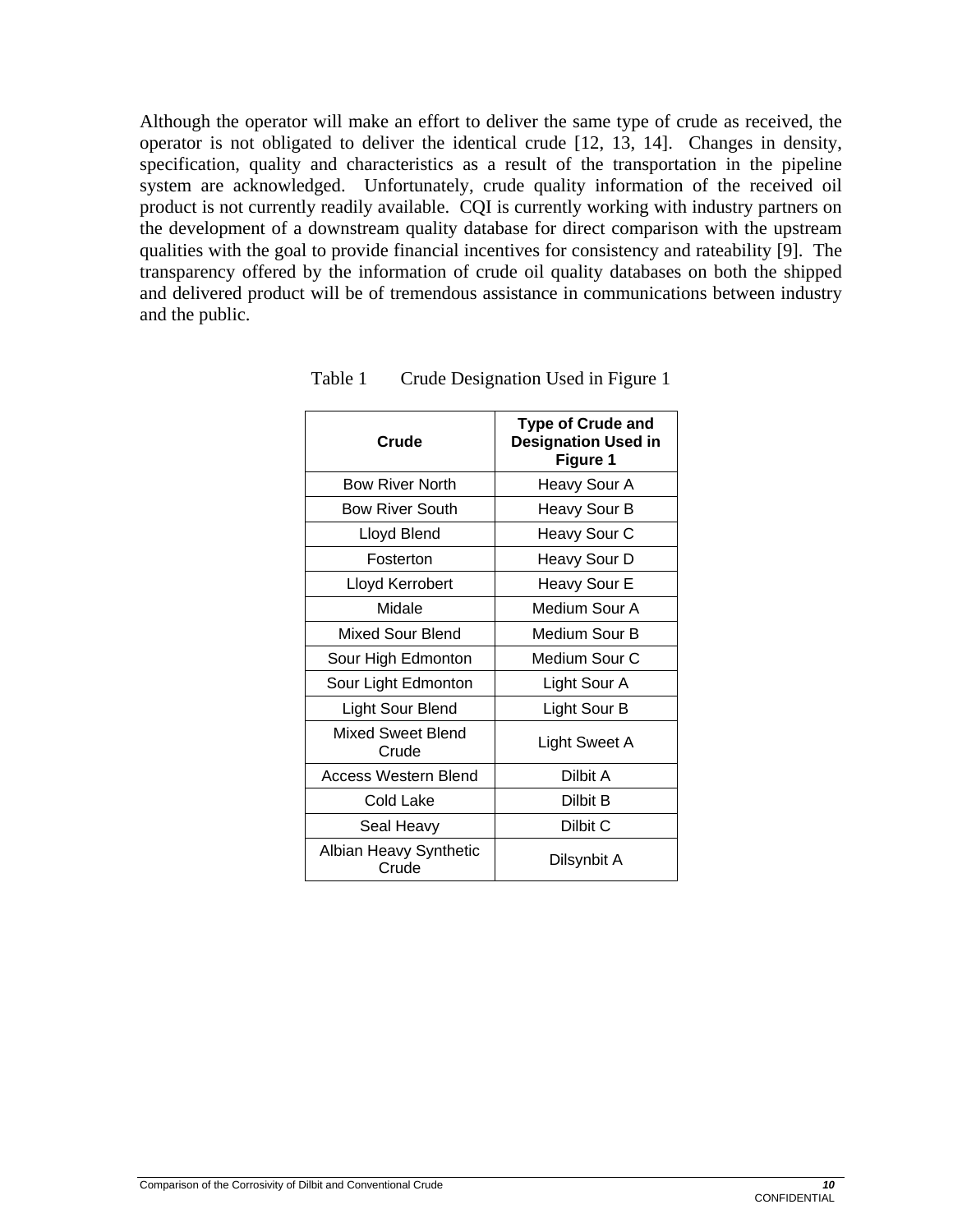Although the operator will make an effort to deliver the same type of crude as received, the operator is not obligated to deliver the identical crude [12, 13, 14]. Changes in density, specification, quality and characteristics as a result of the transportation in the pipeline system are acknowledged. Unfortunately, crude quality information of the received oil product is not currently readily available. CQI is currently working with industry partners on the development of a downstream quality database for direct comparison with the upstream qualities with the goal to provide financial incentives for consistency and rateability [9]. The transparency offered by the information of crude oil quality databases on both the shipped and delivered product will be of tremendous assistance in communications between industry and the public.

Table 1 Crude Designation Used in Figure 1

| Crude | Type of Crude and Designation Used in Figure 1 |
|---|---|
| Bow River North | Heavy Sour A |
| Bow River South | Heavy Sour B |
| Lloyd Blend | Heavy Sour C |
| Fosterton | Heavy Sour D |
| Lloyd Kerrobert | Heavy Sour E |
| Midale | Medium Sour A |
| Mixed Sour Blend | Medium Sour B |
| Sour High Edmonton | Medium Sour C |
| Sour Light Edmonton | Light Sour A |
| Light Sour Blend | Light Sour B |
| Mixed Sweet Blend Crude | Light Sweet A |
| Access Western Blend | Dilbit A |
| Cold Lake | Dilbit B |
| Seal Heavy | Dilbit C |
| Albian Heavy Synthetic Crude | Dilsynbit A |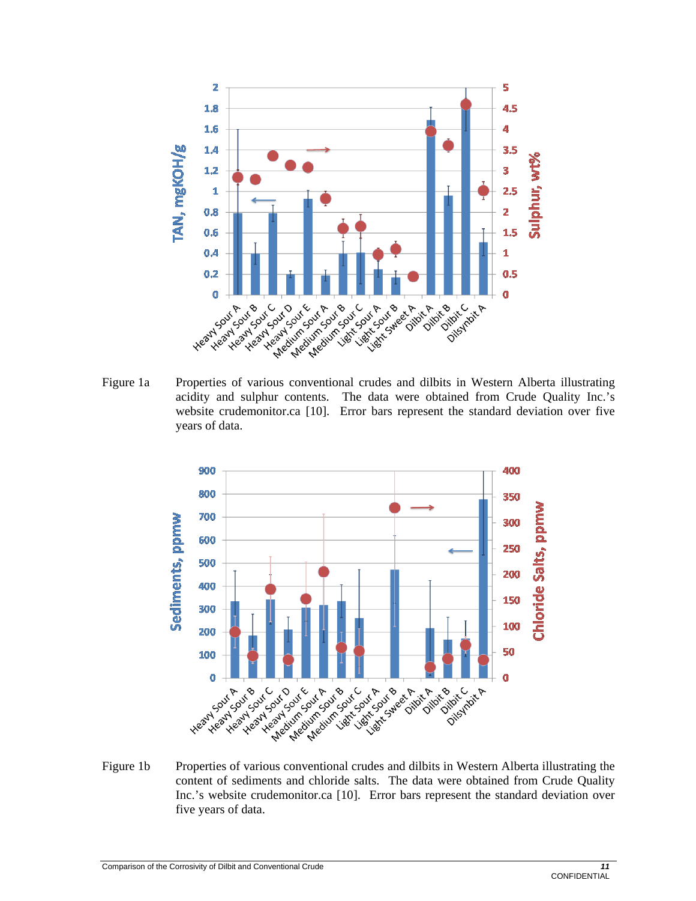Figure 1a Properties of various conventional crudes and dilbits in Western Alberta illustrating acidity and sulphur contents. The data were obtained from Crude Quality Inc.'s website crudemonitor.ca [10]. Error bars represent the standard deviation over five years of data.

Figure 1b Properties of various conventional crudes and dilbits in Western Alberta illustrating the content of sediments and chloride salts. The data were obtained from Crude Quality Inc.'s website crudemonitor.ca [10]. Error bars represent the standard deviation over five years of data.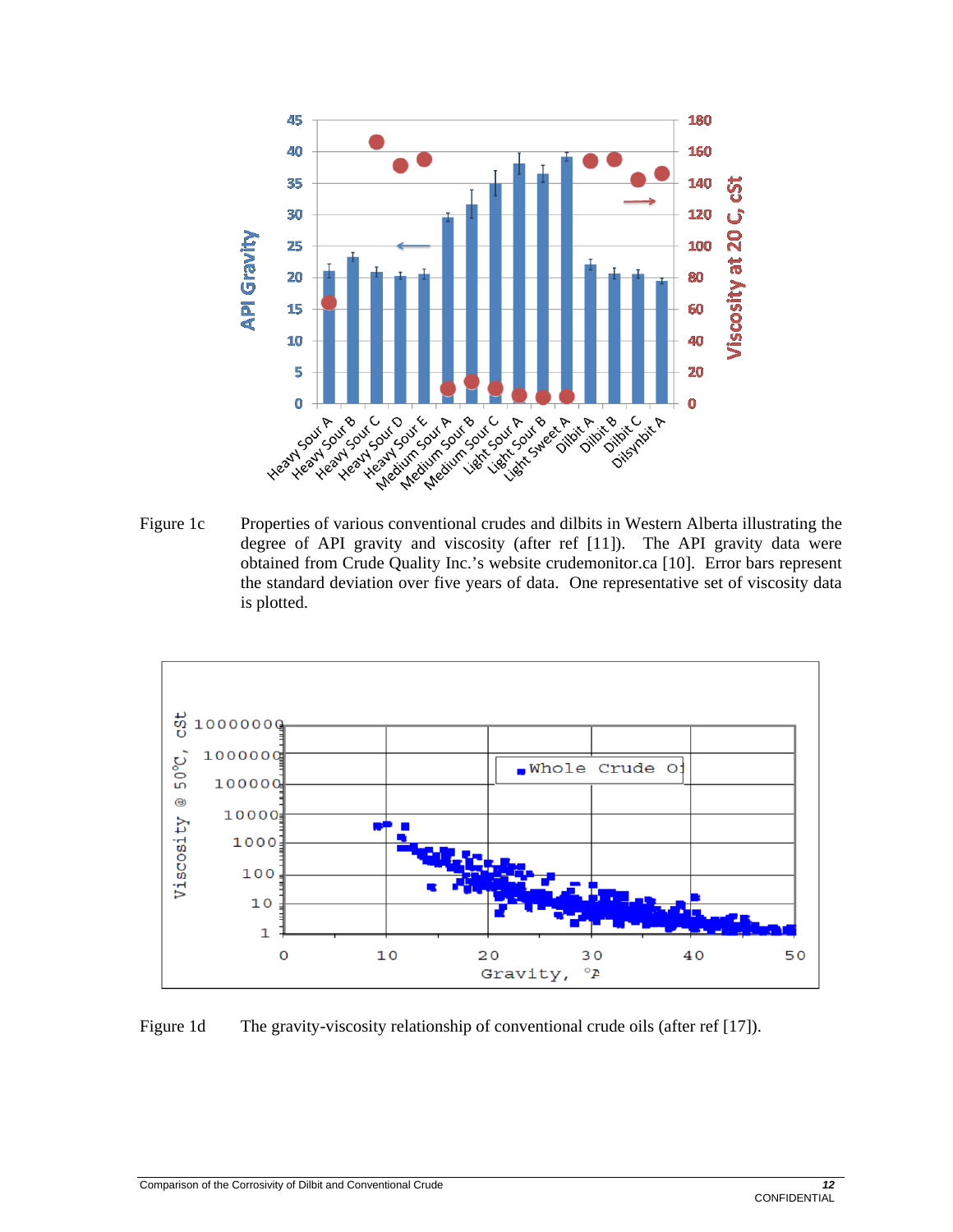Figure 1c Properties of various conventional crudes and dilbits in Western Alberta illustrating the degree of API gravity and viscosity (after ref [11]). The API gravity data were obtained from Crude Quality Inc.'s website crudemonitor.ca [10]. Error bars represent the standard deviation over five years of data. One representative set of viscosity data is plotted.

Figure 1d The gravity-viscosity relationship of conventional crude oils (after ref [17]).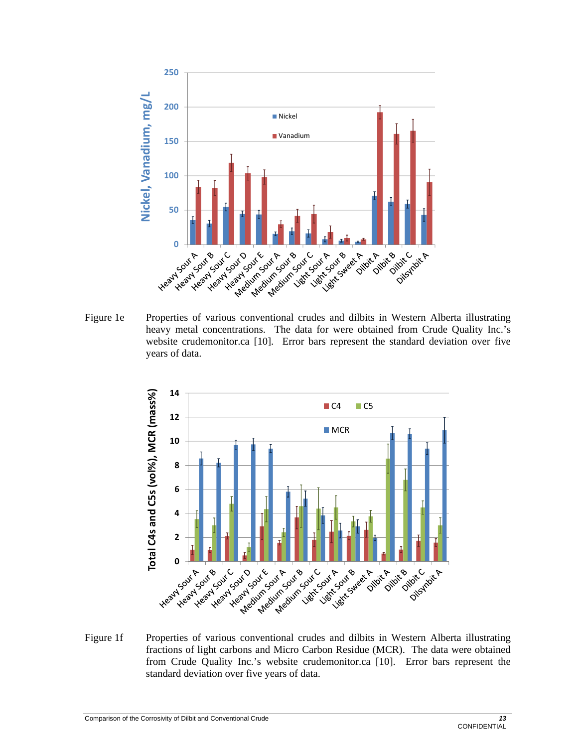Figure 1e Properties of various conventional crudes and dilbits in Western Alberta illustrating heavy metal concentrations. The data for were obtained from Crude Quality Inc.'s website crudemonitor.ca [10]. Error bars represent the standard deviation over five years of data.

Figure 1f Properties of various conventional crudes and dilbits in Western Alberta illustrating fractions of light carbons and Micro Carbon Residue (MCR). The data were obtained from Crude Quality Inc.'s website crudemonitor.ca [10]. Error bars represent the standard deviation over five years of data.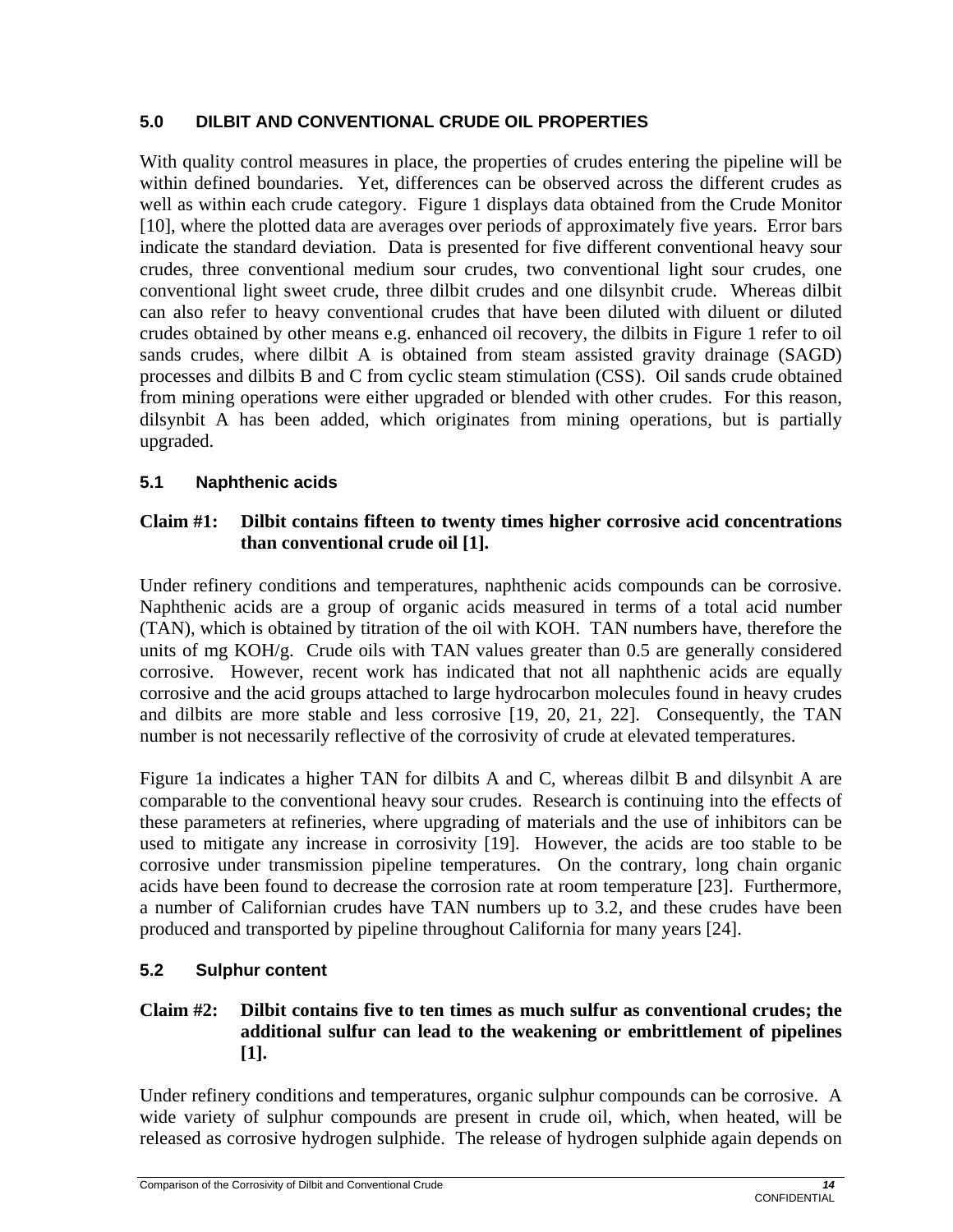## 5.0 DILBIT AND CONVENTIONAL CRUDE OIL PROPERTIES

With quality control measures in place, the properties of crudes entering the pipeline will be within defined boundaries. Yet, differences can be observed across the different crudes as well as within each crude category. Figure 1 displays data obtained from the Crude Monitor [10], where the plotted data are averages over periods of approximately five years. Error bars indicate the standard deviation. Data is presented for five different conventional heavy sour crudes, three conventional medium sour crudes, two conventional light sour crudes, one conventional light sweet crude, three dilbit crudes and one dilsynbit crude. Whereas dilbit can also refer to heavy conventional crudes that have been diluted with diluent or diluted crudes obtained by other means e.g. enhanced oil recovery, the dilbits in Figure 1 refer to oil sands crudes, where dilbit A is obtained from steam assisted gravity drainage (SAGD) processes and dilbits B and C from cyclic steam stimulation (CSS). Oil sands crude obtained from mining operations were either upgraded or blended with other crudes. For this reason, dilsynbit A has been added, which originates from mining operations, but is partially upgraded.

### 5.1 Naphthenic acids

**Claim #1: Dilbit contains fifteen to twenty times higher corrosive acid concentrations than conventional crude oil [1].**

Under refinery conditions and temperatures, naphthenic acids compounds can be corrosive. Naphthenic acids are a group of organic acids measured in terms of a total acid number (TAN), which is obtained by titration of the oil with KOH. TAN numbers have, therefore the units of mg KOH/g. Crude oils with TAN values greater than 0.5 are generally considered corrosive. However, recent work has indicated that not all naphthenic acids are equally corrosive and the acid groups attached to large hydrocarbon molecules found in heavy crudes and dilbits are more stable and less corrosive [19, 20, 21, 22]. Consequently, the TAN number is not necessarily reflective of the corrosivity of crude at elevated temperatures.

Figure 1a indicates a higher TAN for dilbits A and C, whereas dilbit B and dilsynbit A are comparable to the conventional heavy sour crudes. Research is continuing into the effects of these parameters at refineries, where upgrading of materials and the use of inhibitors can be used to mitigate any increase in corrosivity [19]. However, the acids are too stable to be corrosive under transmission pipeline temperatures. On the contrary, long chain organic acids have been found to decrease the corrosion rate at room temperature [23]. Furthermore, a number of Californian crudes have TAN numbers up to 3.2, and these crudes have been produced and transported by pipeline throughout California for many years [24].

### 5.2 Sulphur content

**Claim #2: Dilbit contains five to ten times as much sulfur as conventional crudes; the additional sulfur can lead to the weakening or embrittlement of pipelines [1].**

Under refinery conditions and temperatures, organic sulphur compounds can be corrosive. A wide variety of sulphur compounds are present in crude oil, which, when heated, will be released as corrosive hydrogen sulphide. The release of hydrogen sulphide again depends on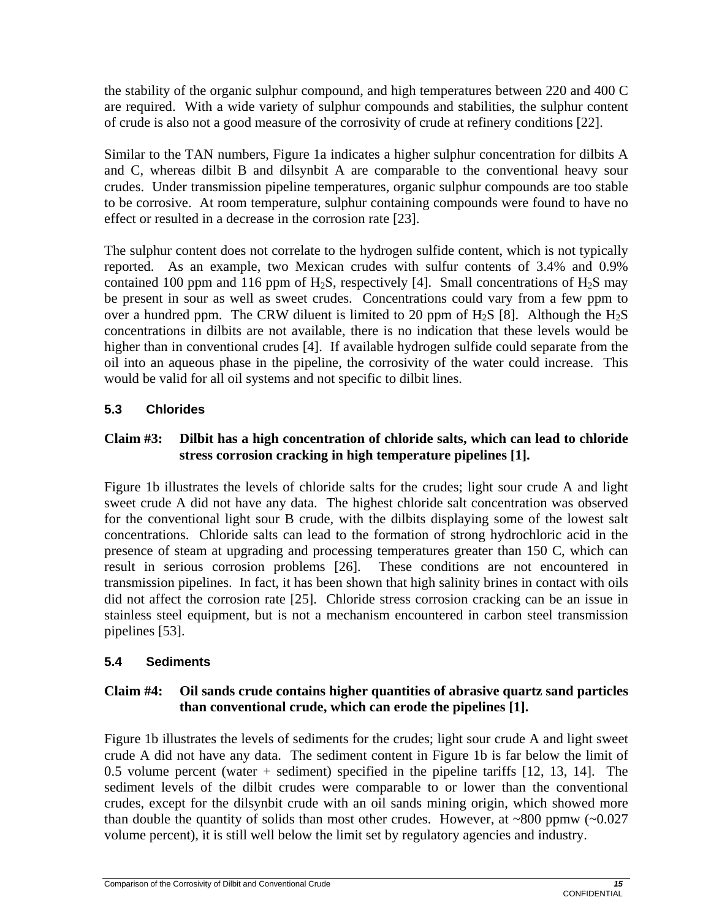the stability of the organic sulphur compound, and high temperatures between 220 and 400 C are required. With a wide variety of sulphur compounds and stabilities, the sulphur content of crude is also not a good measure of the corrosivity of crude at refinery conditions [22].

Similar to the TAN numbers, Figure 1a indicates a higher sulphur concentration for dilbits A and C, whereas dilbit B and dilsynbit A are comparable to the conventional heavy sour crudes. Under transmission pipeline temperatures, organic sulphur compounds are too stable to be corrosive. At room temperature, sulphur containing compounds were found to have no effect or resulted in a decrease in the corrosion rate [23].

The sulphur content does not correlate to the hydrogen sulfide content, which is not typically reported. As an example, two Mexican crudes with sulfur contents of 3.4% and 0.9% contained 100 ppm and 116 ppm of $H_2S$, respectively [4]. Small concentrations of $H_2S$ may be present in sour as well as sweet crudes. Concentrations could vary from a few ppm to over a hundred ppm. The CRW diluent is limited to 20 ppm of $H_2S$ [8]. Although the $H_2S$ concentrations in dilbits are not available, there is no indication that these levels would be higher than in conventional crudes [4]. If available hydrogen sulfide could separate from the oil into an aqueous phase in the pipeline, the corrosivity of the water could increase. This would be valid for all oil systems and not specific to dilbit lines.

### 5.3 Chlorides

**Claim #3: Dilbit has a high concentration of chloride salts, which can lead to chloride stress corrosion cracking in high temperature pipelines [1].**

Figure 1b illustrates the levels of chloride salts for the crudes; light sour crude A and light sweet crude A did not have any data. The highest chloride salt concentration was observed for the conventional light sour B crude, with the dilbits displaying some of the lowest salt concentrations. Chloride salts can lead to the formation of strong hydrochloric acid in the presence of steam at upgrading and processing temperatures greater than 150 C, which can result in serious corrosion problems [26]. These conditions are not encountered in transmission pipelines. In fact, it has been shown that high salinity brines in contact with oils did not affect the corrosion rate [25]. Chloride stress corrosion cracking can be an issue in stainless steel equipment, but is not a mechanism encountered in carbon steel transmission pipelines [53].

### 5.4 Sediments

**Claim #4: Oil sands crude contains higher quantities of abrasive quartz sand particles than conventional crude, which can erode the pipelines [1].**

Figure 1b illustrates the levels of sediments for the crudes; light sour crude A and light sweet crude A did not have any data. The sediment content in Figure 1b is far below the limit of 0.5 volume percent (water + sediment) specified in the pipeline tariffs [12, 13, 14]. The sediment levels of the dilbit crudes were comparable to or lower than the conventional crudes, except for the dilsynbit crude with an oil sands mining origin, which showed more than double the quantity of solids than most other crudes. However, at ~800 ppmw (~0.027 volume percent), it is still well below the limit set by regulatory agencies and industry.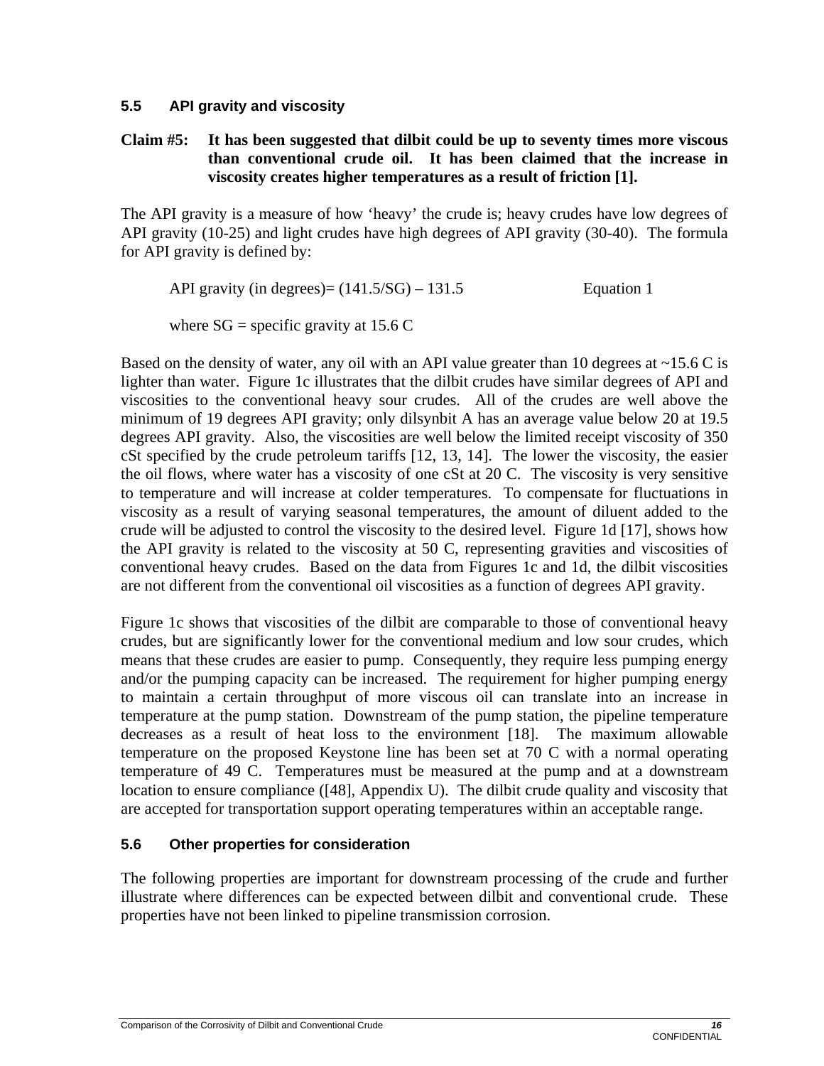### 5.5 API gravity and viscosity

**Claim #5: It has been suggested that dilbit could be up to seventy times more viscous than conventional crude oil. It has been claimed that the increase in viscosity creates higher temperatures as a result of friction [1].**

The API gravity is a measure of how 'heavy' the crude is; heavy crudes have low degrees of API gravity (10-25) and light crudes have high degrees of API gravity (30-40). The formula for API gravity is defined by:

$$\text{API gravity (in degrees)} = (141.5/SG) - 131.5 \qquad \text{Equation 1}$$

where SG = specific gravity at 15.6 C

Based on the density of water, any oil with an API value greater than 10 degrees at ~15.6 C is lighter than water. Figure 1c illustrates that the dilbit crudes have similar degrees of API and viscosities to the conventional heavy sour crudes. All of the crudes are well above the minimum of 19 degrees API gravity; only dilsynbit A has an average value below 20 at 19.5 degrees API gravity. Also, the viscosities are well below the limited receipt viscosity of 350 cSt specified by the crude petroleum tariffs [12, 13, 14]. The lower the viscosity, the easier the oil flows, where water has a viscosity of one cSt at 20 C. The viscosity is very sensitive to temperature and will increase at colder temperatures. To compensate for fluctuations in viscosity as a result of varying seasonal temperatures, the amount of diluent added to the crude will be adjusted to control the viscosity to the desired level. Figure 1d [17], shows how the API gravity is related to the viscosity at 50 C, representing gravities and viscosities of conventional heavy crudes. Based on the data from Figures 1c and 1d, the dilbit viscosities are not different from the conventional oil viscosities as a function of degrees API gravity.

Figure 1c shows that viscosities of the dilbit are comparable to those of conventional heavy crudes, but are significantly lower for the conventional medium and low sour crudes, which means that these crudes are easier to pump. Consequently, they require less pumping energy and/or the pumping capacity can be increased. The requirement for higher pumping energy to maintain a certain throughput of more viscous oil can translate into an increase in temperature at the pump station. Downstream of the pump station, the pipeline temperature decreases as a result of heat loss to the environment [18]. The maximum allowable temperature on the proposed Keystone line has been set at 70 C with a normal operating temperature of 49 C. Temperatures must be measured at the pump and at a downstream location to ensure compliance ([48], Appendix U). The dilbit crude quality and viscosity that are accepted for transportation support operating temperatures within an acceptable range.

### 5.6 Other properties for consideration

The following properties are important for downstream processing of the crude and further illustrate where differences can be expected between dilbit and conventional crude. These properties have not been linked to pipeline transmission corrosion.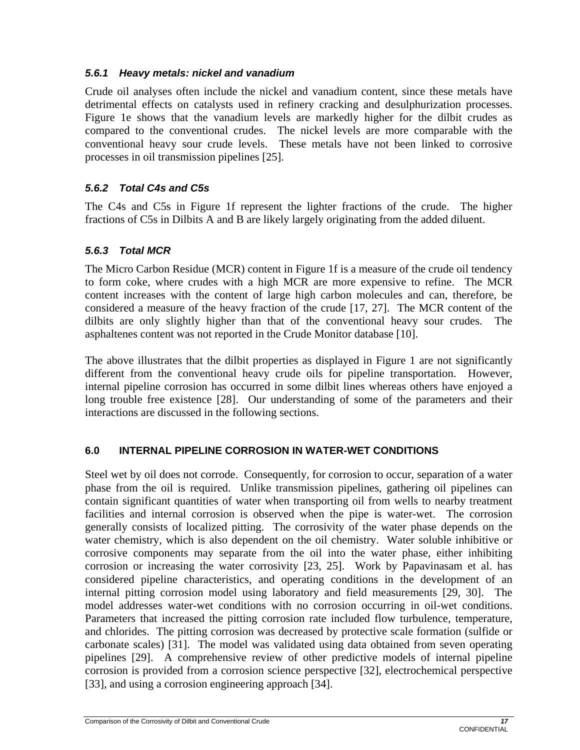### *5.6.1 Heavy metals: nickel and vanadium*

Crude oil analyses often include the nickel and vanadium content, since these metals have detrimental effects on catalysts used in refinery cracking and desulphurization processes. Figure 1e shows that the vanadium levels are markedly higher for the dilbit crudes as compared to the conventional crudes. The nickel levels are more comparable with the conventional heavy sour crude levels. These metals have not been linked to corrosive processes in oil transmission pipelines [25].

### *5.6.2 Total C4s and C5s*

The C4s and C5s in Figure 1f represent the lighter fractions of the crude. The higher fractions of C5s in Dilbits A and B are likely largely originating from the added diluent.

### *5.6.3 Total MCR*

The Micro Carbon Residue (MCR) content in Figure 1f is a measure of the crude oil tendency to form coke, where crudes with a high MCR are more expensive to refine. The MCR content increases with the content of large high carbon molecules and can, therefore, be considered a measure of the heavy fraction of the crude [17, 27]. The MCR content of the dilbits are only slightly higher than that of the conventional heavy sour crudes. The asphaltenes content was not reported in the Crude Monitor database [10].

The above illustrates that the dilbit properties as displayed in Figure 1 are not significantly different from the conventional heavy crude oils for pipeline transportation. However, internal pipeline corrosion has occurred in some dilbit lines whereas others have enjoyed a long trouble free existence [28]. Our understanding of some of the parameters and their interactions are discussed in the following sections.

## 6.0 INTERNAL PIPELINE CORROSION IN WATER-WET CONDITIONS

Steel wet by oil does not corrode. Consequently, for corrosion to occur, separation of a water phase from the oil is required. Unlike transmission pipelines, gathering oil pipelines can contain significant quantities of water when transporting oil from wells to nearby treatment facilities and internal corrosion is observed when the pipe is water-wet. The corrosion generally consists of localized pitting. The corrosivity of the water phase depends on the water chemistry, which is also dependent on the oil chemistry. Water soluble inhibitive or corrosive components may separate from the oil into the water phase, either inhibiting corrosion or increasing the water corrosivity [23, 25]. Work by Papavinasam et al. has considered pipeline characteristics, and operating conditions in the development of an internal pitting corrosion model using laboratory and field measurements [29, 30]. The model addresses water-wet conditions with no corrosion occurring in oil-wet conditions. Parameters that increased the pitting corrosion rate included flow turbulence, temperature, and chlorides. The pitting corrosion was decreased by protective scale formation (sulfide or carbonate scales) [31]. The model was validated using data obtained from seven operating pipelines [29]. A comprehensive review of other predictive models of internal pipeline corrosion is provided from a corrosion science perspective [32], electrochemical perspective [33], and using a corrosion engineering approach [34].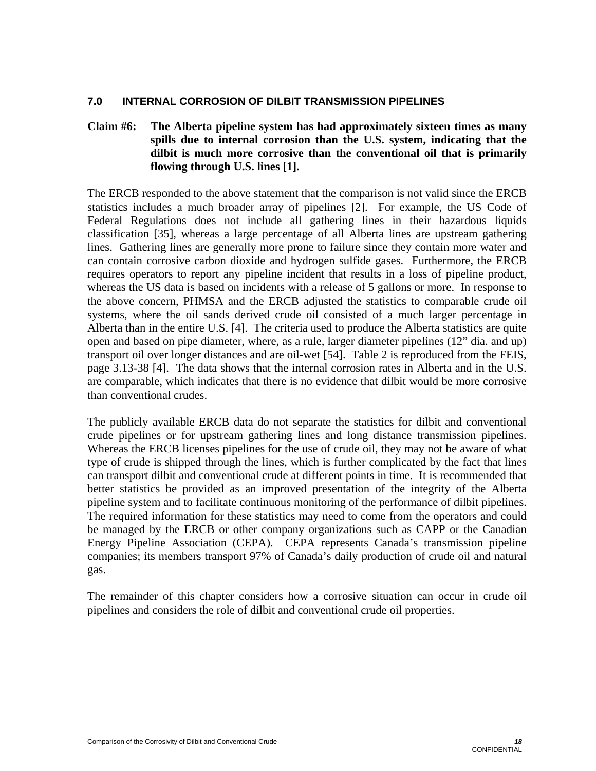## 7.0 INTERNAL CORROSION OF DILBIT TRANSMISSION PIPELINES

**Claim #6: The Alberta pipeline system has had approximately sixteen times as many spills due to internal corrosion than the U.S. system, indicating that the dilbit is much more corrosive than the conventional oil that is primarily flowing through U.S. lines [1].**

The ERCB responded to the above statement that the comparison is not valid since the ERCB statistics includes a much broader array of pipelines [2]. For example, the US Code of Federal Regulations does not include all gathering lines in their hazardous liquids classification [35], whereas a large percentage of all Alberta lines are upstream gathering lines. Gathering lines are generally more prone to failure since they contain more water and can contain corrosive carbon dioxide and hydrogen sulfide gases. Furthermore, the ERCB requires operators to report any pipeline incident that results in a loss of pipeline product, whereas the US data is based on incidents with a release of 5 gallons or more. In response to the above concern, PHMSA and the ERCB adjusted the statistics to comparable crude oil systems, where the oil sands derived crude oil consisted of a much larger percentage in Alberta than in the entire U.S. [4]. The criteria used to produce the Alberta statistics are quite open and based on pipe diameter, where, as a rule, larger diameter pipelines (12" dia. and up) transport oil over longer distances and are oil-wet [54]. Table 2 is reproduced from the FEIS, page 3.13-38 [4]. The data shows that the internal corrosion rates in Alberta and in the U.S. are comparable, which indicates that there is no evidence that dilbit would be more corrosive than conventional crudes.

The publicly available ERCB data do not separate the statistics for dilbit and conventional crude pipelines or for upstream gathering lines and long distance transmission pipelines. Whereas the ERCB licenses pipelines for the use of crude oil, they may not be aware of what type of crude is shipped through the lines, which is further complicated by the fact that lines can transport dilbit and conventional crude at different points in time. It is recommended that better statistics be provided as an improved presentation of the integrity of the Alberta pipeline system and to facilitate continuous monitoring of the performance of dilbit pipelines. The required information for these statistics may need to come from the operators and could be managed by the ERCB or other company organizations such as CAPP or the Canadian Energy Pipeline Association (CEPA). CEPA represents Canada's transmission pipeline companies; its members transport 97% of Canada's daily production of crude oil and natural gas.

The remainder of this chapter considers how a corrosive situation can occur in crude oil pipelines and considers the role of dilbit and conventional crude oil properties.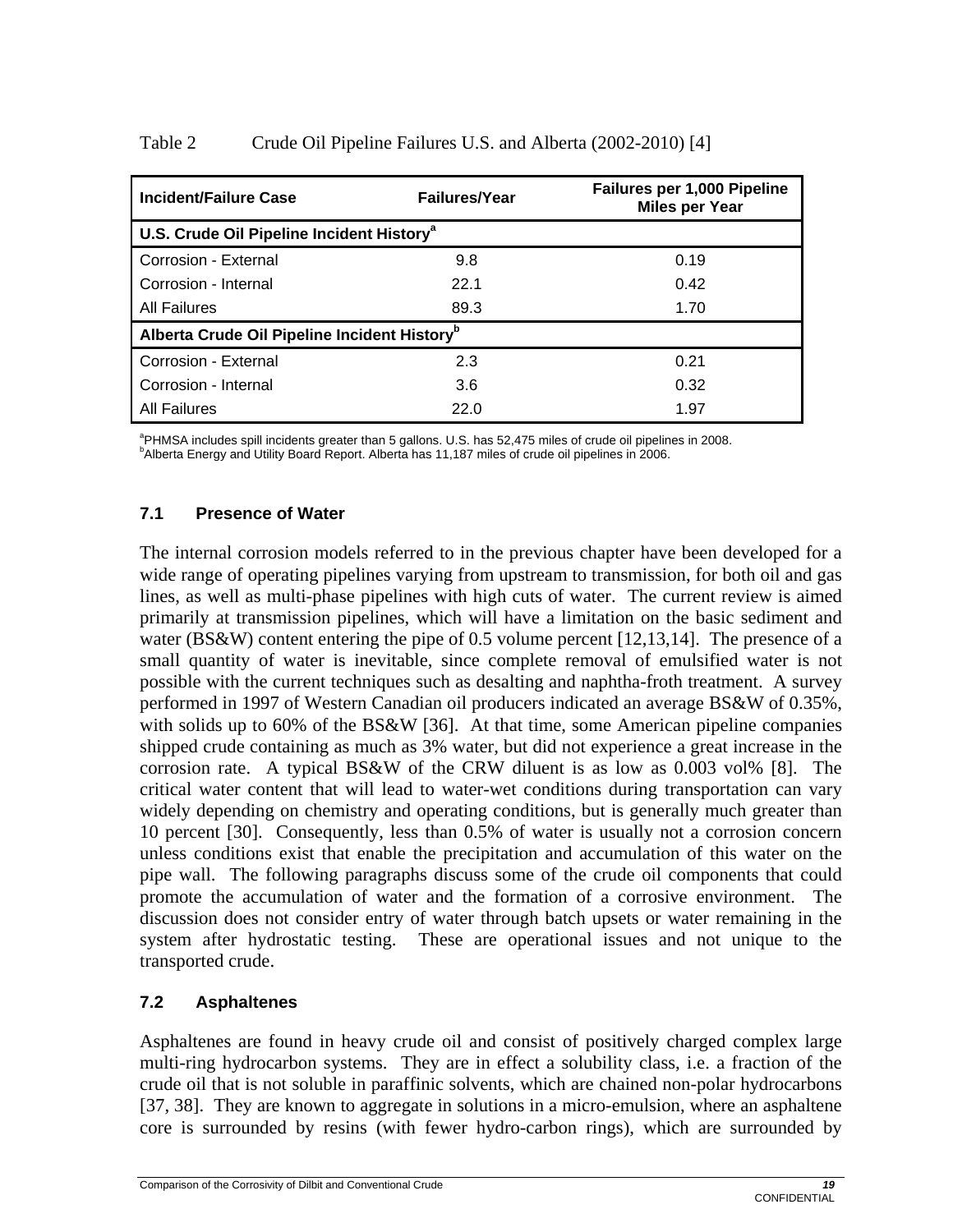Table 2 Crude Oil Pipeline Failures U.S. and Alberta (2002-2010) [4]

| Incident/Failure Case | Failures/Year | Failures per 1,000 Pipeline Miles per Year |
|---|---|---|
| **U.S. Crude Oil Pipeline Incident History[a]** | | |
| Corrosion - External | 9.8 | 0.19 |
| Corrosion - Internal | 22.1 | 0.42 |
| All Failures | 89.3 | 1.70 |
| **Alberta Crude Oil Pipeline Incident History[b]** | | |
| Corrosion - External | 2.3 | 0.21 |
| Corrosion - Internal | 3.6 | 0.32 |
| All Failures | 22.0 | 1.97 |

[a]PHMSA includes spill incidents greater than 5 gallons. U.S. has 52,475 miles of crude oil pipelines in 2008.
[b]Alberta Energy and Utility Board Report. Alberta has 11,187 miles of crude oil pipelines in 2006.

### 7.1 Presence of Water

The internal corrosion models referred to in the previous chapter have been developed for a wide range of operating pipelines varying from upstream to transmission, for both oil and gas lines, as well as multi-phase pipelines with high cuts of water. The current review is aimed primarily at transmission pipelines, which will have a limitation on the basic sediment and water (BS&W) content entering the pipe of 0.5 volume percent [12,13,14]. The presence of a small quantity of water is inevitable, since complete removal of emulsified water is not possible with the current techniques such as desalting and naphtha-froth treatment. A survey performed in 1997 of Western Canadian oil producers indicated an average BS&W of 0.35%, with solids up to 60% of the BS&W [36]. At that time, some American pipeline companies shipped crude containing as much as 3% water, but did not experience a great increase in the corrosion rate. A typical BS&W of the CRW diluent is as low as 0.003 vol% [8]. The critical water content that will lead to water-wet conditions during transportation can vary widely depending on chemistry and operating conditions, but is generally much greater than 10 percent [30]. Consequently, less than 0.5% of water is usually not a corrosion concern unless conditions exist that enable the precipitation and accumulation of this water on the pipe wall. The following paragraphs discuss some of the crude oil components that could promote the accumulation of water and the formation of a corrosive environment. The discussion does not consider entry of water through batch upsets or water remaining in the system after hydrostatic testing. These are operational issues and not unique to the transported crude.

### 7.2 Asphaltenes

Asphaltenes are found in heavy crude oil and consist of positively charged complex large multi-ring hydrocarbon systems. They are in effect a solubility class, i.e. a fraction of the crude oil that is not soluble in paraffinic solvents, which are chained non-polar hydrocarbons [37, 38]. They are known to aggregate in solutions in a micro-emulsion, where an asphaltene core is surrounded by resins (with fewer hydro-carbon rings), which are surrounded by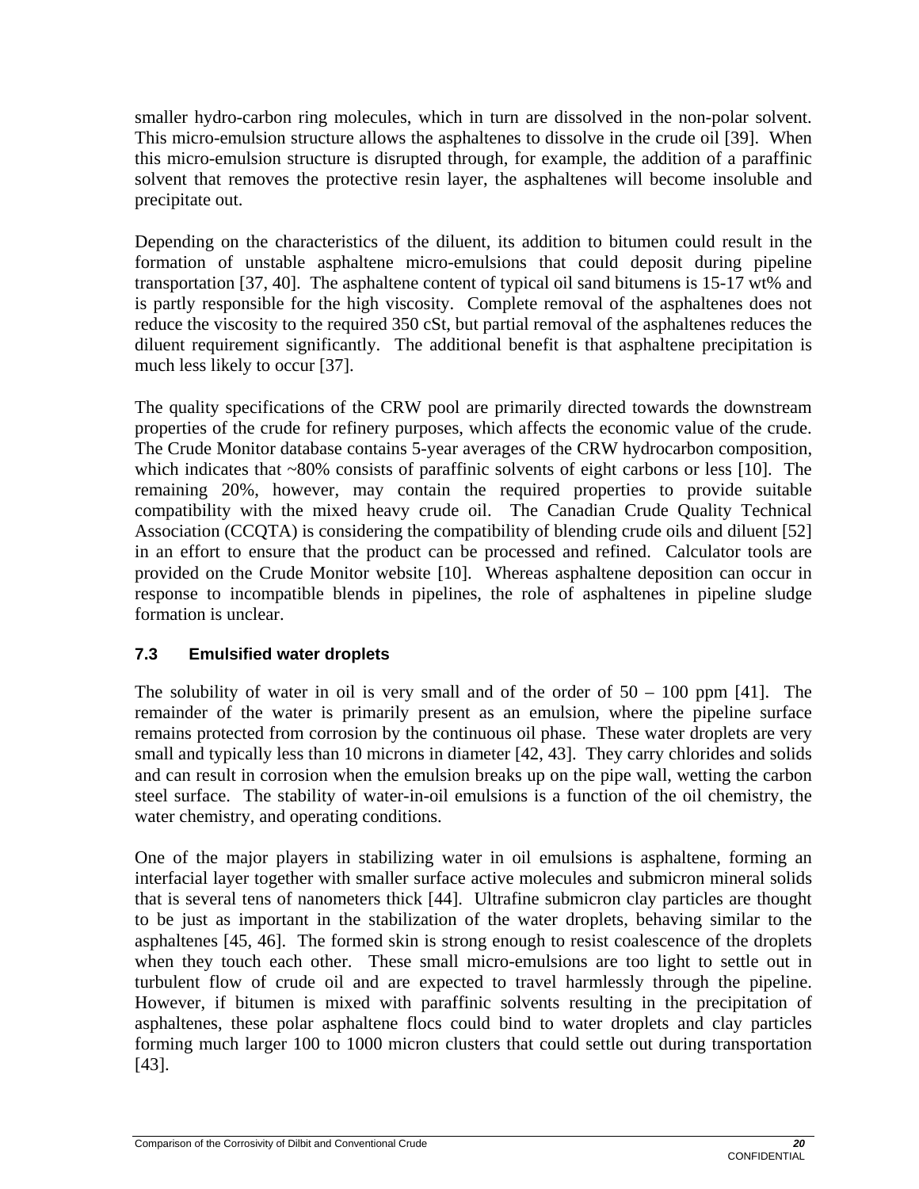smaller hydro-carbon ring molecules, which in turn are dissolved in the non-polar solvent. This micro-emulsion structure allows the asphaltenes to dissolve in the crude oil [39]. When this micro-emulsion structure is disrupted through, for example, the addition of a paraffinic solvent that removes the protective resin layer, the asphaltenes will become insoluble and precipitate out.

Depending on the characteristics of the diluent, its addition to bitumen could result in the formation of unstable asphaltene micro-emulsions that could deposit during pipeline transportation [37, 40]. The asphaltene content of typical oil sand bitumens is 15-17 wt% and is partly responsible for the high viscosity. Complete removal of the asphaltenes does not reduce the viscosity to the required 350 cSt, but partial removal of the asphaltenes reduces the diluent requirement significantly. The additional benefit is that asphaltene precipitation is much less likely to occur [37].

The quality specifications of the CRW pool are primarily directed towards the downstream properties of the crude for refinery purposes, which affects the economic value of the crude. The Crude Monitor database contains 5-year averages of the CRW hydrocarbon composition, which indicates that ~80% consists of paraffinic solvents of eight carbons or less [10]. The remaining 20%, however, may contain the required properties to provide suitable compatibility with the mixed heavy crude oil. The Canadian Crude Quality Technical Association (CCQTA) is considering the compatibility of blending crude oils and diluent [52] in an effort to ensure that the product can be processed and refined. Calculator tools are provided on the Crude Monitor website [10]. Whereas asphaltene deposition can occur in response to incompatible blends in pipelines, the role of asphaltenes in pipeline sludge formation is unclear.

### 7.3 Emulsified water droplets

The solubility of water in oil is very small and of the order of 50 – 100 ppm [41]. The remainder of the water is primarily present as an emulsion, where the pipeline surface remains protected from corrosion by the continuous oil phase. These water droplets are very small and typically less than 10 microns in diameter [42, 43]. They carry chlorides and solids and can result in corrosion when the emulsion breaks up on the pipe wall, wetting the carbon steel surface. The stability of water-in-oil emulsions is a function of the oil chemistry, the water chemistry, and operating conditions.

One of the major players in stabilizing water in oil emulsions is asphaltene, forming an interfacial layer together with smaller surface active molecules and submicron mineral solids that is several tens of nanometers thick [44]. Ultrafine submicron clay particles are thought to be just as important in the stabilization of the water droplets, behaving similar to the asphaltenes [45, 46]. The formed skin is strong enough to resist coalescence of the droplets when they touch each other. These small micro-emulsions are too light to settle out in turbulent flow of crude oil and are expected to travel harmlessly through the pipeline. However, if bitumen is mixed with paraffinic solvents resulting in the precipitation of asphaltenes, these polar asphaltene flocs could bind to water droplets and clay particles forming much larger 100 to 1000 micron clusters that could settle out during transportation [43].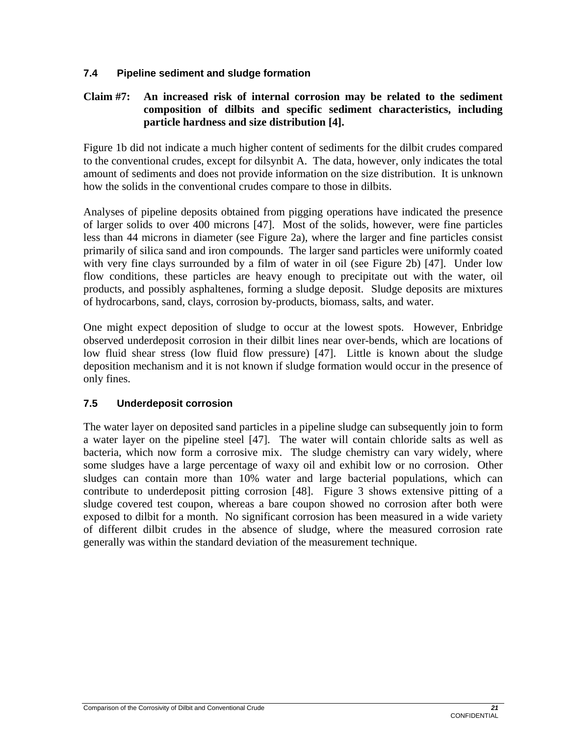### 7.4 Pipeline sediment and sludge formation

**Claim #7: An increased risk of internal corrosion may be related to the sediment composition of dilbits and specific sediment characteristics, including particle hardness and size distribution [4].**

Figure 1b did not indicate a much higher content of sediments for the dilbit crudes compared to the conventional crudes, except for dilsynbit A. The data, however, only indicates the total amount of sediments and does not provide information on the size distribution. It is unknown how the solids in the conventional crudes compare to those in dilbits.

Analyses of pipeline deposits obtained from pigging operations have indicated the presence of larger solids to over 400 microns [47]. Most of the solids, however, were fine particles less than 44 microns in diameter (see Figure 2a), where the larger and fine particles consist primarily of silica sand and iron compounds. The larger sand particles were uniformly coated with very fine clays surrounded by a film of water in oil (see Figure 2b) [47]. Under low flow conditions, these particles are heavy enough to precipitate out with the water, oil products, and possibly asphaltenes, forming a sludge deposit. Sludge deposits are mixtures of hydrocarbons, sand, clays, corrosion by-products, biomass, salts, and water.

One might expect deposition of sludge to occur at the lowest spots. However, Enbridge observed underdeposit corrosion in their dilbit lines near over-bends, which are locations of low fluid shear stress (low fluid flow pressure) [47]. Little is known about the sludge deposition mechanism and it is not known if sludge formation would occur in the presence of only fines.

### 7.5 Underdeposit corrosion

The water layer on deposited sand particles in a pipeline sludge can subsequently join to form a water layer on the pipeline steel [47]. The water will contain chloride salts as well as bacteria, which now form a corrosive mix. The sludge chemistry can vary widely, where some sludges have a large percentage of waxy oil and exhibit low or no corrosion. Other sludges can contain more than 10% water and large bacterial populations, which can contribute to underdeposit pitting corrosion [48]. Figure 3 shows extensive pitting of a sludge covered test coupon, whereas a bare coupon showed no corrosion after both were exposed to dilbit for a month. No significant corrosion has been measured in a wide variety of different dilbit crudes in the absence of sludge, where the measured corrosion rate generally was within the standard deviation of the measurement technique.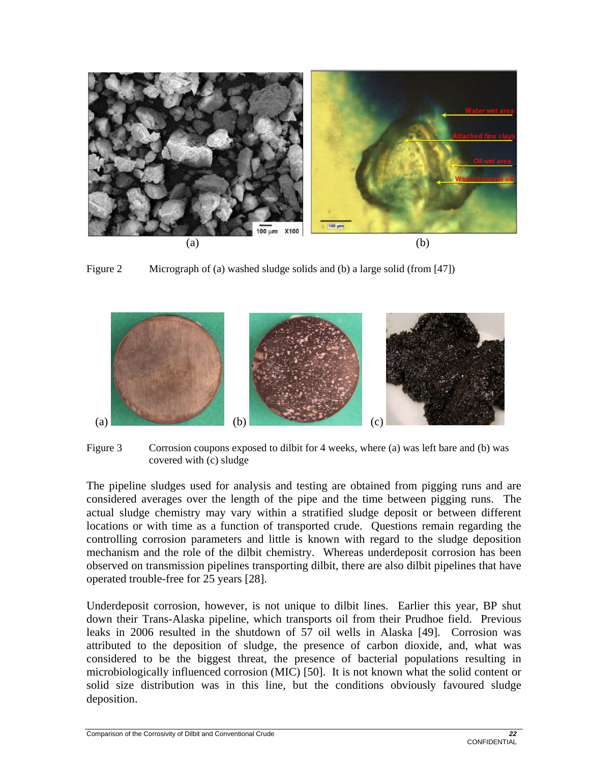Figure 2 Micrograph of (a) washed sludge solids and (b) a large solid (from [47])

Figure 3 Corrosion coupons exposed to dilbit for 4 weeks, where (a) was left bare and (b) was covered with (c) sludge

The pipeline sludges used for analysis and testing are obtained from pigging runs and are considered averages over the length of the pipe and the time between pigging runs. The actual sludge chemistry may vary within a stratified sludge deposit or between different locations or with time as a function of transported crude. Questions remain regarding the controlling corrosion parameters and little is known with regard to the sludge deposition mechanism and the role of the dilbit chemistry. Whereas underdeposit corrosion has been observed on transmission pipelines transporting dilbit, there are also dilbit pipelines that have operated trouble-free for 25 years [28].

Underdeposit corrosion, however, is not unique to dilbit lines. Earlier this year, BP shut down their Trans-Alaska pipeline, which transports oil from their Prudhoe field. Previous leaks in 2006 resulted in the shutdown of 57 oil wells in Alaska [49]. Corrosion was attributed to the deposition of sludge, the presence of carbon dioxide, and, what was considered to be the biggest threat, the presence of bacterial populations resulting in microbiologically influenced corrosion (MIC) [50]. It is not known what the solid content or solid size distribution was in this line, but the conditions obviously favoured sludge deposition.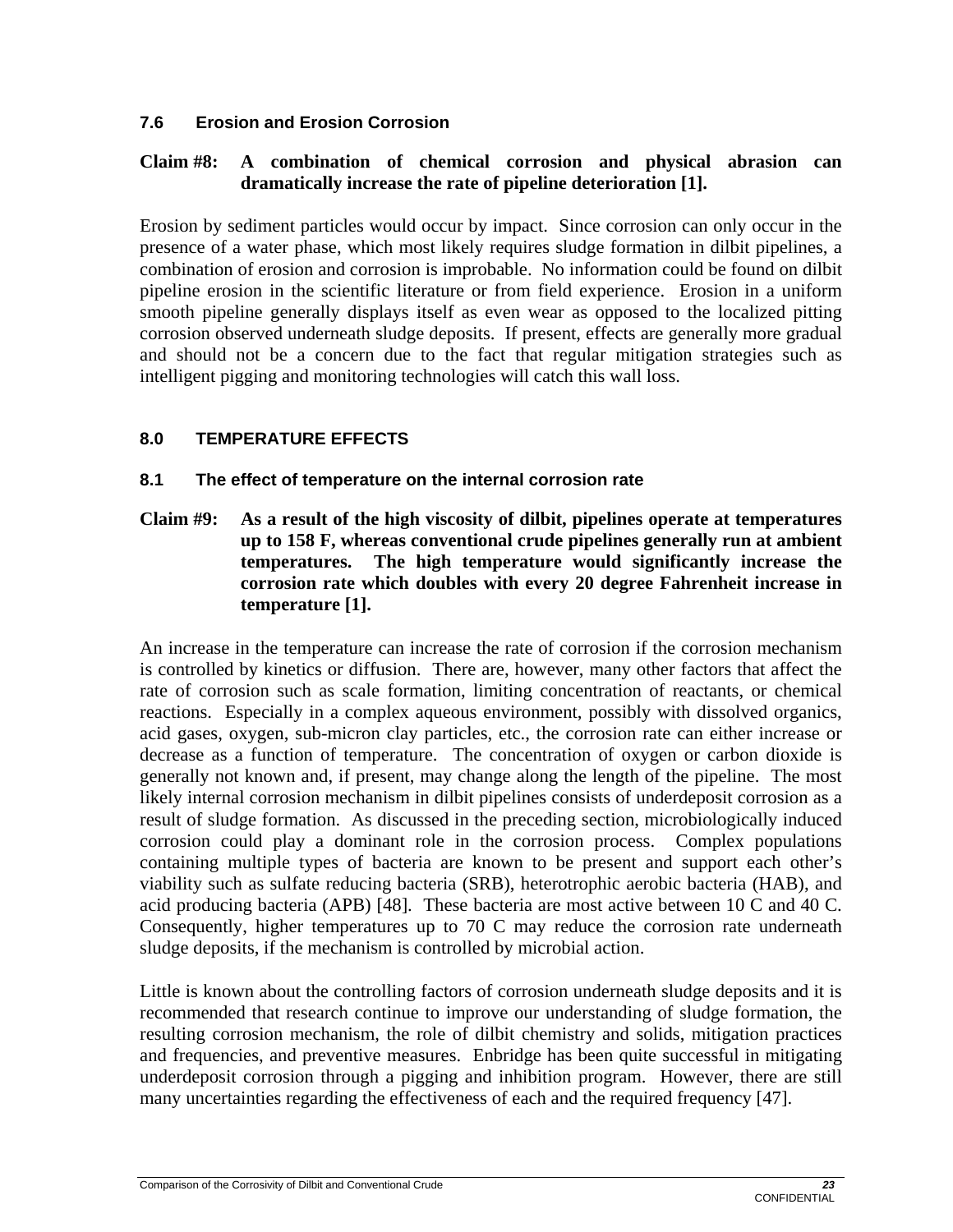### 7.6 Erosion and Erosion Corrosion

**Claim #8: A combination of chemical corrosion and physical abrasion can dramatically increase the rate of pipeline deterioration [1].**

Erosion by sediment particles would occur by impact. Since corrosion can only occur in the presence of a water phase, which most likely requires sludge formation in dilbit pipelines, a combination of erosion and corrosion is improbable. No information could be found on dilbit pipeline erosion in the scientific literature or from field experience. Erosion in a uniform smooth pipeline generally displays itself as even wear as opposed to the localized pitting corrosion observed underneath sludge deposits. If present, effects are generally more gradual and should not be a concern due to the fact that regular mitigation strategies such as intelligent pigging and monitoring technologies will catch this wall loss.

## 8.0 TEMPERATURE EFFECTS

### 8.1 The effect of temperature on the internal corrosion rate

**Claim #9: As a result of the high viscosity of dilbit, pipelines operate at temperatures up to 158 F, whereas conventional crude pipelines generally run at ambient temperatures. The high temperature would significantly increase the corrosion rate which doubles with every 20 degree Fahrenheit increase in temperature [1].**

An increase in the temperature can increase the rate of corrosion if the corrosion mechanism is controlled by kinetics or diffusion. There are, however, many other factors that affect the rate of corrosion such as scale formation, limiting concentration of reactants, or chemical reactions. Especially in a complex aqueous environment, possibly with dissolved organics, acid gases, oxygen, sub-micron clay particles, etc., the corrosion rate can either increase or decrease as a function of temperature. The concentration of oxygen or carbon dioxide is generally not known and, if present, may change along the length of the pipeline. The most likely internal corrosion mechanism in dilbit pipelines consists of underdeposit corrosion as a result of sludge formation. As discussed in the preceding section, microbiologically induced corrosion could play a dominant role in the corrosion process. Complex populations containing multiple types of bacteria are known to be present and support each other's viability such as sulfate reducing bacteria (SRB), heterotrophic aerobic bacteria (HAB), and acid producing bacteria (APB) [48]. These bacteria are most active between 10 C and 40 C. Consequently, higher temperatures up to 70 C may reduce the corrosion rate underneath sludge deposits, if the mechanism is controlled by microbial action.

Little is known about the controlling factors of corrosion underneath sludge deposits and it is recommended that research continue to improve our understanding of sludge formation, the resulting corrosion mechanism, the role of dilbit chemistry and solids, mitigation practices and frequencies, and preventive measures. Enbridge has been quite successful in mitigating underdeposit corrosion through a pigging and inhibition program. However, there are still many uncertainties regarding the effectiveness of each and the required frequency [47].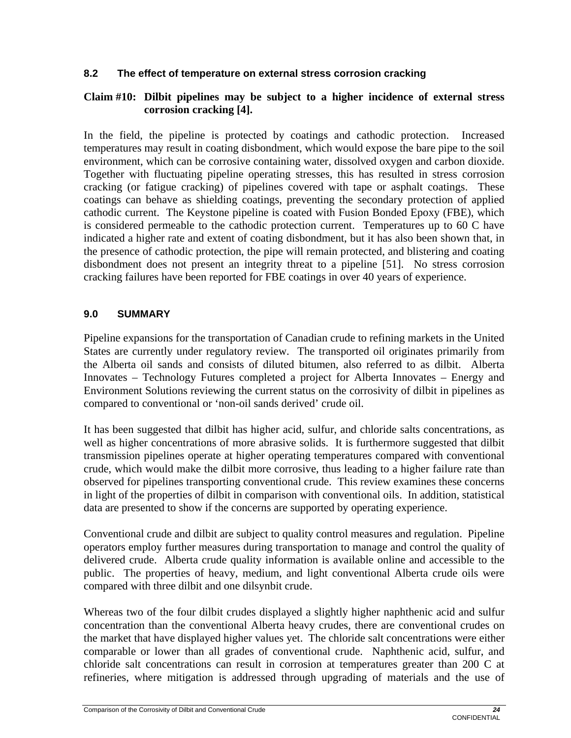### 8.2 The effect of temperature on external stress corrosion cracking

**Claim #10: Dilbit pipelines may be subject to a higher incidence of external stress corrosion cracking [4].**

In the field, the pipeline is protected by coatings and cathodic protection. Increased temperatures may result in coating disbondment, which would expose the bare pipe to the soil environment, which can be corrosive containing water, dissolved oxygen and carbon dioxide. Together with fluctuating pipeline operating stresses, this has resulted in stress corrosion cracking (or fatigue cracking) of pipelines covered with tape or asphalt coatings. These coatings can behave as shielding coatings, preventing the secondary protection of applied cathodic current. The Keystone pipeline is coated with Fusion Bonded Epoxy (FBE), which is considered permeable to the cathodic protection current. Temperatures up to 60 C have indicated a higher rate and extent of coating disbondment, but it has also been shown that, in the presence of cathodic protection, the pipe will remain protected, and blistering and coating disbondment does not present an integrity threat to a pipeline [51]. No stress corrosion cracking failures have been reported for FBE coatings in over 40 years of experience.

## 9.0 SUMMARY

Pipeline expansions for the transportation of Canadian crude to refining markets in the United States are currently under regulatory review. The transported oil originates primarily from the Alberta oil sands and consists of diluted bitumen, also referred to as dilbit. Alberta Innovates – Technology Futures completed a project for Alberta Innovates – Energy and Environment Solutions reviewing the current status on the corrosivity of dilbit in pipelines as compared to conventional or 'non-oil sands derived' crude oil.

It has been suggested that dilbit has higher acid, sulfur, and chloride salts concentrations, as well as higher concentrations of more abrasive solids. It is furthermore suggested that dilbit transmission pipelines operate at higher operating temperatures compared with conventional crude, which would make the dilbit more corrosive, thus leading to a higher failure rate than observed for pipelines transporting conventional crude. This review examines these concerns in light of the properties of dilbit in comparison with conventional oils. In addition, statistical data are presented to show if the concerns are supported by operating experience.

Conventional crude and dilbit are subject to quality control measures and regulation. Pipeline operators employ further measures during transportation to manage and control the quality of delivered crude. Alberta crude quality information is available online and accessible to the public. The properties of heavy, medium, and light conventional Alberta crude oils were compared with three dilbit and one dilsynbit crude.

Whereas two of the four dilbit crudes displayed a slightly higher naphthenic acid and sulfur concentration than the conventional Alberta heavy crudes, there are conventional crudes on the market that have displayed higher values yet. The chloride salt concentrations were either comparable or lower than all grades of conventional crude. Naphthenic acid, sulfur, and chloride salt concentrations can result in corrosion at temperatures greater than 200 C at refineries, where mitigation is addressed through upgrading of materials and the use of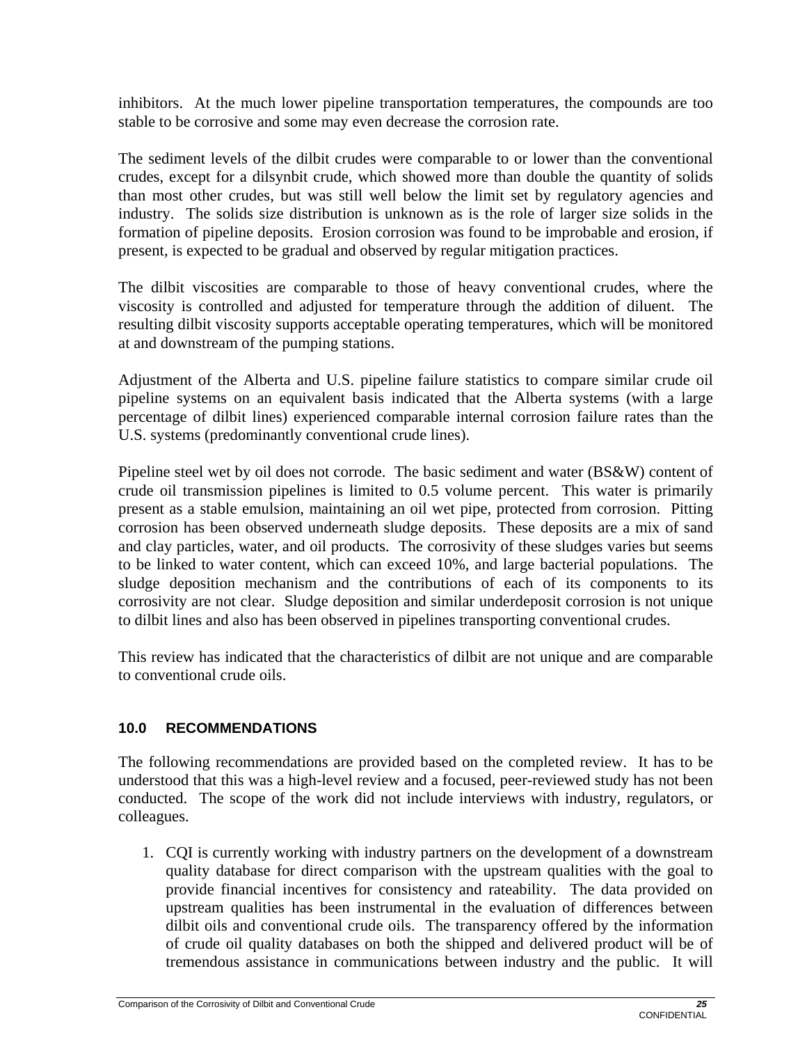inhibitors. At the much lower pipeline transportation temperatures, the compounds are too stable to be corrosive and some may even decrease the corrosion rate.

The sediment levels of the dilbit crudes were comparable to or lower than the conventional crudes, except for a dilsynbit crude, which showed more than double the quantity of solids than most other crudes, but was still well below the limit set by regulatory agencies and industry. The solids size distribution is unknown as is the role of larger size solids in the formation of pipeline deposits. Erosion corrosion was found to be improbable and erosion, if present, is expected to be gradual and observed by regular mitigation practices.

The dilbit viscosities are comparable to those of heavy conventional crudes, where the viscosity is controlled and adjusted for temperature through the addition of diluent. The resulting dilbit viscosity supports acceptable operating temperatures, which will be monitored at and downstream of the pumping stations.

Adjustment of the Alberta and U.S. pipeline failure statistics to compare similar crude oil pipeline systems on an equivalent basis indicated that the Alberta systems (with a large percentage of dilbit lines) experienced comparable internal corrosion failure rates than the U.S. systems (predominantly conventional crude lines).

Pipeline steel wet by oil does not corrode. The basic sediment and water (BS&W) content of crude oil transmission pipelines is limited to 0.5 volume percent. This water is primarily present as a stable emulsion, maintaining an oil wet pipe, protected from corrosion. Pitting corrosion has been observed underneath sludge deposits. These deposits are a mix of sand and clay particles, water, and oil products. The corrosivity of these sludges varies but seems to be linked to water content, which can exceed 10%, and large bacterial populations. The sludge deposition mechanism and the contributions of each of its components to its corrosivity are not clear. Sludge deposition and similar underdeposit corrosion is not unique to dilbit lines and also has been observed in pipelines transporting conventional crudes.

This review has indicated that the characteristics of dilbit are not unique and are comparable to conventional crude oils.

## 10.0 RECOMMENDATIONS

The following recommendations are provided based on the completed review. It has to be understood that this was a high-level review and a focused, peer-reviewed study has not been conducted. The scope of the work did not include interviews with industry, regulators, or colleagues.

1. CQI is currently working with industry partners on the development of a downstream quality database for direct comparison with the upstream qualities with the goal to provide financial incentives for consistency and rateability. The data provided on upstream qualities has been instrumental in the evaluation of differences between dilbit oils and conventional crude oils. The transparency offered by the information of crude oil quality databases on both the shipped and delivered product will be of tremendous assistance in communications between industry and the public. It will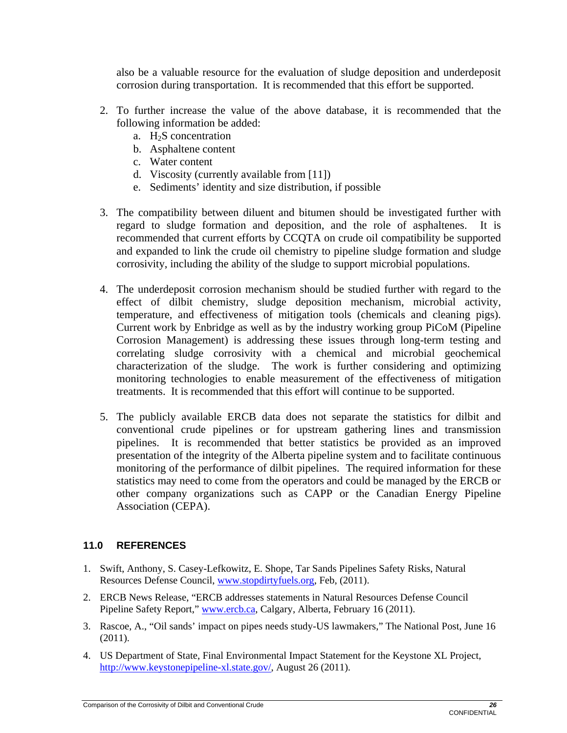also be a valuable resource for the evaluation of sludge deposition and underdeposit corrosion during transportation. It is recommended that this effort be supported.

2. To further increase the value of the above database, it is recommended that the following information be added:
   a. $H_2S$ concentration
   b. Asphaltene content
   c. Water content
   d. Viscosity (currently available from [11])
   e. Sediments' identity and size distribution, if possible

3. The compatibility between diluent and bitumen should be investigated further with regard to sludge formation and deposition, and the role of asphaltenes. It is recommended that current efforts by CCQTA on crude oil compatibility be supported and expanded to link the crude oil chemistry to pipeline sludge formation and sludge corrosivity, including the ability of the sludge to support microbial populations.

4. The underdeposit corrosion mechanism should be studied further with regard to the effect of dilbit chemistry, sludge deposition mechanism, microbial activity, temperature, and effectiveness of mitigation tools (chemicals and cleaning pigs). Current work by Enbridge as well as by the industry working group PiCoM (Pipeline Corrosion Management) is addressing these issues through long-term testing and correlating sludge corrosivity with a chemical and microbial geochemical characterization of the sludge. The work is further considering and optimizing monitoring technologies to enable measurement of the effectiveness of mitigation treatments. It is recommended that this effort will continue to be supported.

5. The publicly available ERCB data does not separate the statistics for dilbit and conventional crude pipelines or for upstream gathering lines and transmission pipelines. It is recommended that better statistics be provided as an improved presentation of the integrity of the Alberta pipeline system and to facilitate continuous monitoring of the performance of dilbit pipelines. The required information for these statistics may need to come from the operators and could be managed by the ERCB or other company organizations such as CAPP or the Canadian Energy Pipeline Association (CEPA).

## 11.0 REFERENCES

1. Swift, Anthony, S. Casey-Lefkowitz, E. Shope, Tar Sands Pipelines Safety Risks, Natural Resources Defense Council, www.stopdirtyfuels.org, Feb, (2011).
2. ERCB News Release, "ERCB addresses statements in Natural Resources Defense Council Pipeline Safety Report," www.ercb.ca, Calgary, Alberta, February 16 (2011).
3. Rascoe, A., "Oil sands' impact on pipes needs study-US lawmakers," The National Post, June 16 (2011).
4. US Department of State, Final Environmental Impact Statement for the Keystone XL Project, http://www.keystonepipeline-xl.state.gov/, August 26 (2011).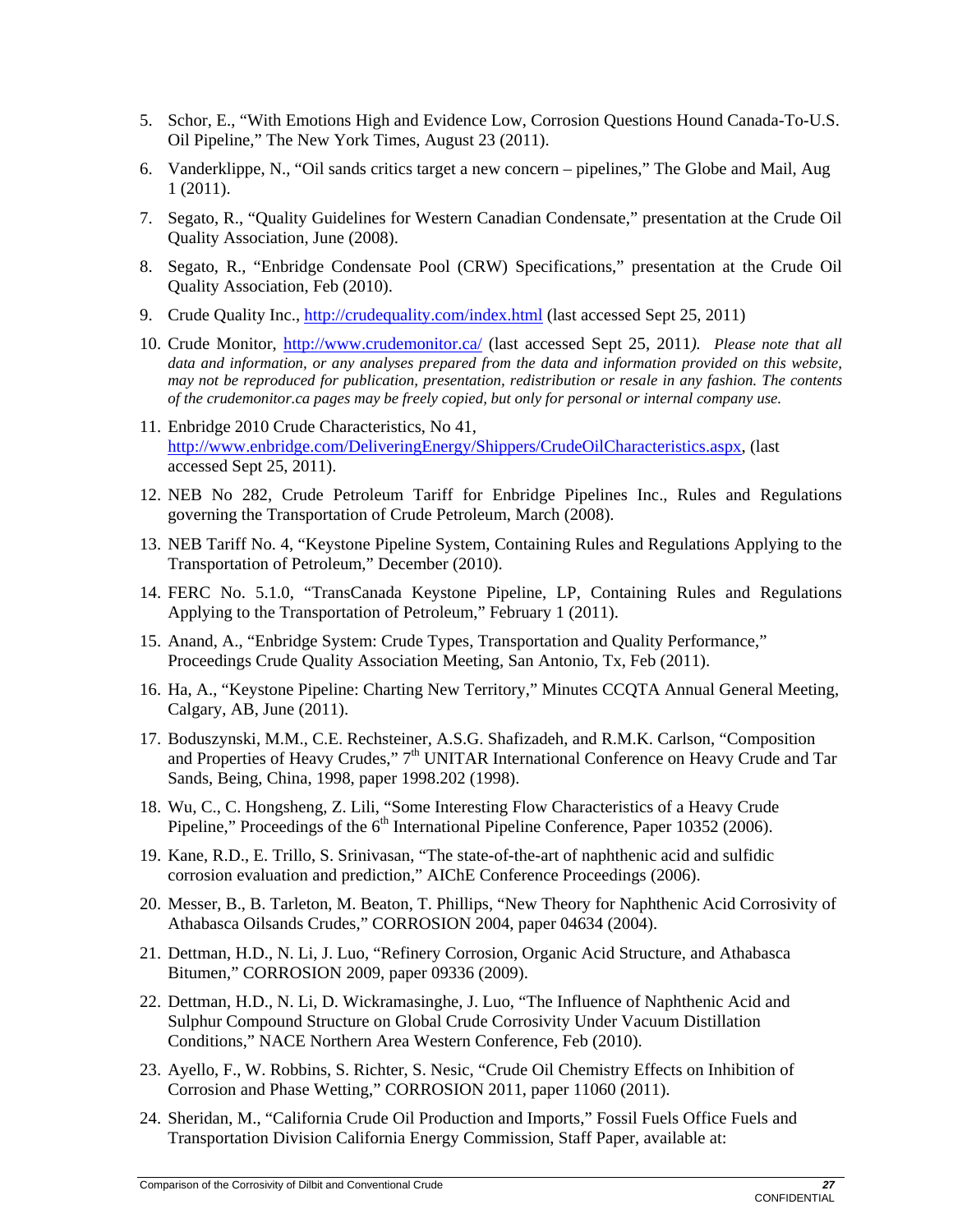5. Schor, E., "With Emotions High and Evidence Low, Corrosion Questions Hound Canada-To-U.S. Oil Pipeline," The New York Times, August 23 (2011).

6. Vanderklippe, N., "Oil sands critics target a new concern – pipelines," The Globe and Mail, Aug 1 (2011).

7. Segato, R., "Quality Guidelines for Western Canadian Condensate," presentation at the Crude Oil Quality Association, June (2008).

8. Segato, R., "Enbridge Condensate Pool (CRW) Specifications," presentation at the Crude Oil Quality Association, Feb (2010).

9. Crude Quality Inc., http://crudequality.com/index.html (last accessed Sept 25, 2011)

10. Crude Monitor, http://www.crudemonitor.ca/ (last accessed Sept 25, 2011*). Please note that all data and information, or any analyses prepared from the data and information provided on this website, may not be reproduced for publication, presentation, redistribution or resale in any fashion. The contents of the crudemonitor.ca pages may be freely copied, but only for personal or internal company use.*

11. Enbridge 2010 Crude Characteristics, No 41, http://www.enbridge.com/DeliveringEnergy/Shippers/CrudeOilCharacteristics.aspx, (last accessed Sept 25, 2011).

12. NEB No 282, Crude Petroleum Tariff for Enbridge Pipelines Inc., Rules and Regulations governing the Transportation of Crude Petroleum, March (2008).

13. NEB Tariff No. 4, "Keystone Pipeline System, Containing Rules and Regulations Applying to the Transportation of Petroleum," December (2010).

14. FERC No. 5.1.0, "TransCanada Keystone Pipeline, LP, Containing Rules and Regulations Applying to the Transportation of Petroleum," February 1 (2011).

15. Anand, A., "Enbridge System: Crude Types, Transportation and Quality Performance," Proceedings Crude Quality Association Meeting, San Antonio, Tx, Feb (2011).

16. Ha, A., "Keystone Pipeline: Charting New Territory," Minutes CCQTA Annual General Meeting, Calgary, AB, June (2011).

17. Boduszynski, M.M., C.E. Rechsteiner, A.S.G. Shafizadeh, and R.M.K. Carlson, "Composition and Properties of Heavy Crudes," 7th UNITAR International Conference on Heavy Crude and Tar Sands, Being, China, 1998, paper 1998.202 (1998).

18. Wu, C., C. Hongsheng, Z. Lili, "Some Interesting Flow Characteristics of a Heavy Crude Pipeline," Proceedings of the 6th International Pipeline Conference, Paper 10352 (2006).

19. Kane, R.D., E. Trillo, S. Srinivasan, "The state-of-the-art of naphthenic acid and sulfidic corrosion evaluation and prediction," AIChE Conference Proceedings (2006).

20. Messer, B., B. Tarleton, M. Beaton, T. Phillips, "New Theory for Naphthenic Acid Corrosivity of Athabasca Oilsands Crudes," CORROSION 2004, paper 04634 (2004).

21. Dettman, H.D., N. Li, J. Luo, "Refinery Corrosion, Organic Acid Structure, and Athabasca Bitumen," CORROSION 2009, paper 09336 (2009).

22. Dettman, H.D., N. Li, D. Wickramasinghe, J. Luo, "The Influence of Naphthenic Acid and Sulphur Compound Structure on Global Crude Corrosivity Under Vacuum Distillation Conditions," NACE Northern Area Western Conference, Feb (2010).

23. Ayello, F., W. Robbins, S. Richter, S. Nesic, "Crude Oil Chemistry Effects on Inhibition of Corrosion and Phase Wetting," CORROSION 2011, paper 11060 (2011).

24. Sheridan, M., "California Crude Oil Production and Imports," Fossil Fuels Office Fuels and Transportation Division California Energy Commission, Staff Paper, available at: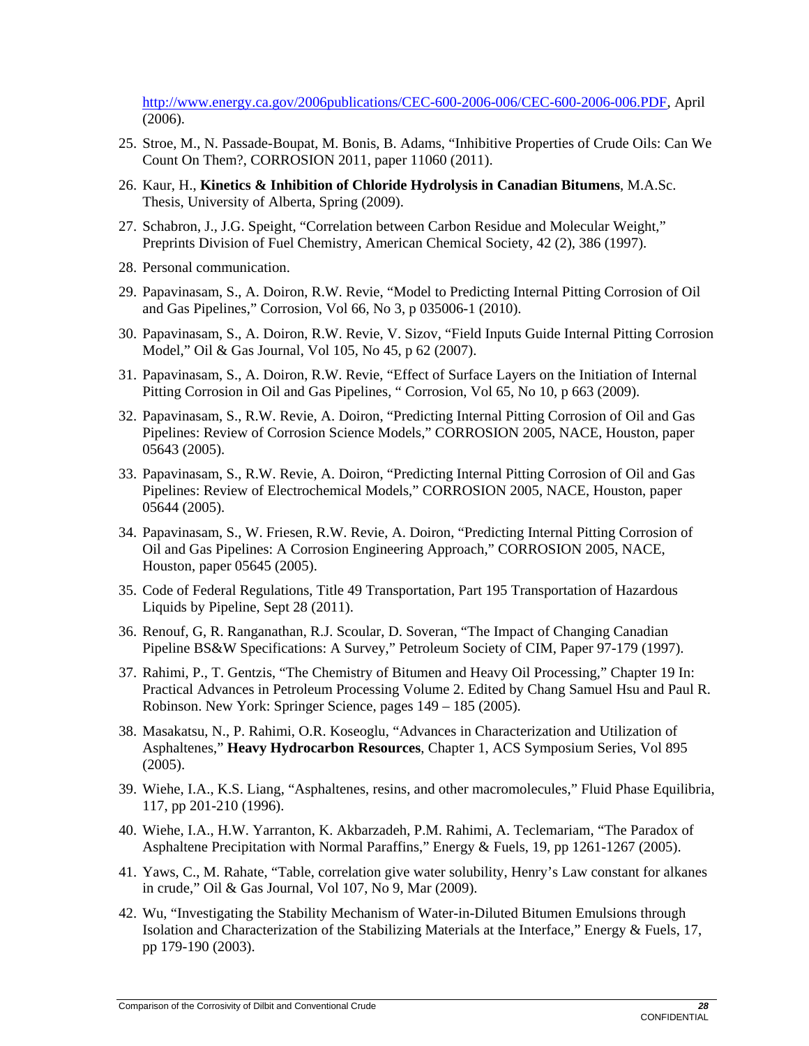http://www.energy.ca.gov/2006publications/CEC-600-2006-006/CEC-600-2006-006.PDF, April (2006).

25. Stroe, M., N. Passade-Boupat, M. Bonis, B. Adams, "Inhibitive Properties of Crude Oils: Can We Count On Them?, CORROSION 2011, paper 11060 (2011).

26. Kaur, H., **Kinetics & Inhibition of Chloride Hydrolysis in Canadian Bitumens**, M.A.Sc. Thesis, University of Alberta, Spring (2009).

27. Schabron, J., J.G. Speight, "Correlation between Carbon Residue and Molecular Weight," Preprints Division of Fuel Chemistry, American Chemical Society, 42 (2), 386 (1997).

28. Personal communication.

29. Papavinasam, S., A. Doiron, R.W. Revie, "Model to Predicting Internal Pitting Corrosion of Oil and Gas Pipelines," Corrosion, Vol 66, No 3, p 035006-1 (2010).

30. Papavinasam, S., A. Doiron, R.W. Revie, V. Sizov, "Field Inputs Guide Internal Pitting Corrosion Model," Oil & Gas Journal, Vol 105, No 45, p 62 (2007).

31. Papavinasam, S., A. Doiron, R.W. Revie, "Effect of Surface Layers on the Initiation of Internal Pitting Corrosion in Oil and Gas Pipelines, " Corrosion, Vol 65, No 10, p 663 (2009).

32. Papavinasam, S., R.W. Revie, A. Doiron, "Predicting Internal Pitting Corrosion of Oil and Gas Pipelines: Review of Corrosion Science Models," CORROSION 2005, NACE, Houston, paper 05643 (2005).

33. Papavinasam, S., R.W. Revie, A. Doiron, "Predicting Internal Pitting Corrosion of Oil and Gas Pipelines: Review of Electrochemical Models," CORROSION 2005, NACE, Houston, paper 05644 (2005).

34. Papavinasam, S., W. Friesen, R.W. Revie, A. Doiron, "Predicting Internal Pitting Corrosion of Oil and Gas Pipelines: A Corrosion Engineering Approach," CORROSION 2005, NACE, Houston, paper 05645 (2005).

35. Code of Federal Regulations, Title 49 Transportation, Part 195 Transportation of Hazardous Liquids by Pipeline, Sept 28 (2011).

36. Renouf, G, R. Ranganathan, R.J. Scoular, D. Soveran, "The Impact of Changing Canadian Pipeline BS&W Specifications: A Survey," Petroleum Society of CIM, Paper 97-179 (1997).

37. Rahimi, P., T. Gentzis, "The Chemistry of Bitumen and Heavy Oil Processing," Chapter 19 In: Practical Advances in Petroleum Processing Volume 2. Edited by Chang Samuel Hsu and Paul R. Robinson. New York: Springer Science, pages 149 – 185 (2005).

38. Masakatsu, N., P. Rahimi, O.R. Koseoglu, "Advances in Characterization and Utilization of Asphaltenes," **Heavy Hydrocarbon Resources**, Chapter 1, ACS Symposium Series, Vol 895 (2005).

39. Wiehe, I.A., K.S. Liang, "Asphaltenes, resins, and other macromolecules," Fluid Phase Equilibria, 117, pp 201-210 (1996).

40. Wiehe, I.A., H.W. Yarranton, K. Akbarzadeh, P.M. Rahimi, A. Teclemariam, "The Paradox of Asphaltene Precipitation with Normal Paraffins," Energy & Fuels, 19, pp 1261-1267 (2005).

41. Yaws, C., M. Rahate, "Table, correlation give water solubility, Henry's Law constant for alkanes in crude," Oil & Gas Journal, Vol 107, No 9, Mar (2009).

42. Wu, "Investigating the Stability Mechanism of Water-in-Diluted Bitumen Emulsions through Isolation and Characterization of the Stabilizing Materials at the Interface," Energy & Fuels, 17, pp 179-190 (2003).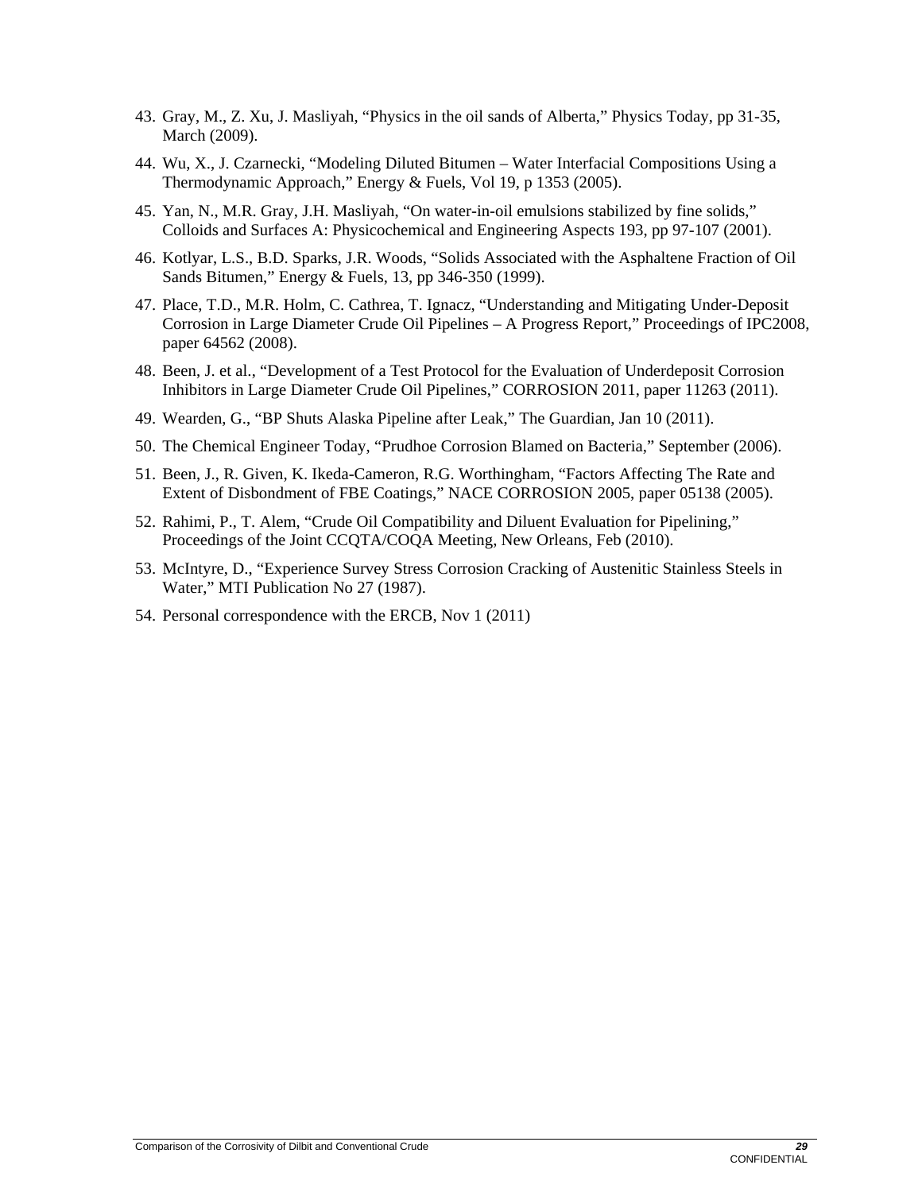43. Gray, M., Z. Xu, J. Masliyah, "Physics in the oil sands of Alberta," Physics Today, pp 31-35, March (2009).

44. Wu, X., J. Czarnecki, "Modeling Diluted Bitumen – Water Interfacial Compositions Using a Thermodynamic Approach," Energy & Fuels, Vol 19, p 1353 (2005).

45. Yan, N., M.R. Gray, J.H. Masliyah, "On water-in-oil emulsions stabilized by fine solids," Colloids and Surfaces A: Physicochemical and Engineering Aspects 193, pp 97-107 (2001).

46. Kotlyar, L.S., B.D. Sparks, J.R. Woods, "Solids Associated with the Asphaltene Fraction of Oil Sands Bitumen," Energy & Fuels, 13, pp 346-350 (1999).

47. Place, T.D., M.R. Holm, C. Cathrea, T. Ignacz, "Understanding and Mitigating Under-Deposit Corrosion in Large Diameter Crude Oil Pipelines – A Progress Report," Proceedings of IPC2008, paper 64562 (2008).

48. Been, J. et al., "Development of a Test Protocol for the Evaluation of Underdeposit Corrosion Inhibitors in Large Diameter Crude Oil Pipelines," CORROSION 2011, paper 11263 (2011).

49. Wearden, G., "BP Shuts Alaska Pipeline after Leak," The Guardian, Jan 10 (2011).

50. The Chemical Engineer Today, "Prudhoe Corrosion Blamed on Bacteria," September (2006).

51. Been, J., R. Given, K. Ikeda-Cameron, R.G. Worthingham, "Factors Affecting The Rate and Extent of Disbondment of FBE Coatings," NACE CORROSION 2005, paper 05138 (2005).

52. Rahimi, P., T. Alem, "Crude Oil Compatibility and Diluent Evaluation for Pipelining," Proceedings of the Joint CCQTA/COQA Meeting, New Orleans, Feb (2010).

53. McIntyre, D., "Experience Survey Stress Corrosion Cracking of Austenitic Stainless Steels in Water," MTI Publication No 27 (1987).

54. Personal correspondence with the ERCB, Nov 1 (2011)